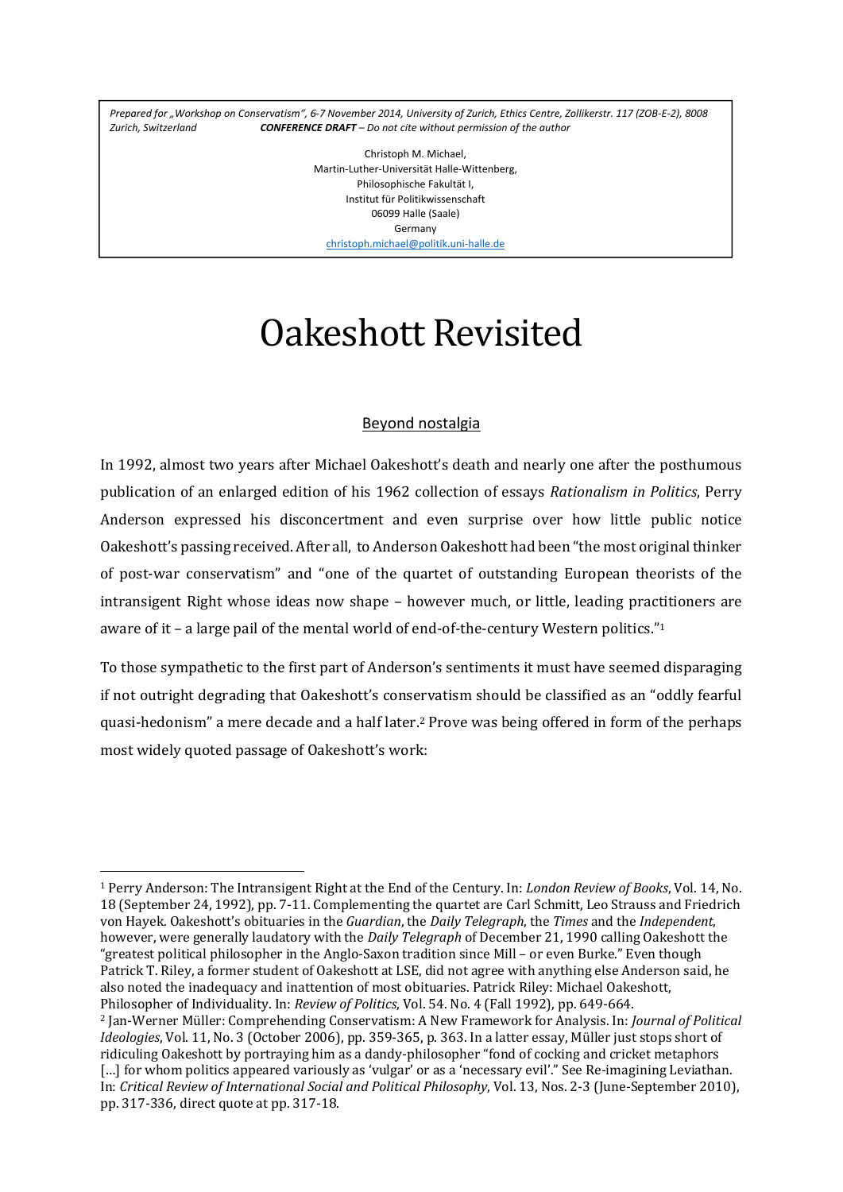*Prepared for „Workshop on Conservatism", 6-7 November 2014, University of Zurich, Ethics Centre, Zollikerstr. 117 (ZOB-E-2), 8008 Zurich, Switzerland* ***CONFERENCE DRAFT** – Do not cite without permission of the author*

Christoph M. Michael,
Martin-Luther-Universität Halle-Wittenberg,
Philosophische Fakultät I,
Institut für Politikwissenschaft
06099 Halle (Saale)
Germany
christoph.michael@politik.uni-halle.de

# Oakeshott Revisited

## Beyond nostalgia

In 1992, almost two years after Michael Oakeshott's death and nearly one after the posthumous publication of an enlarged edition of his 1962 collection of essays *Rationalism in Politics*, Perry Anderson expressed his disconcertment and even surprise over how little public notice Oakeshott's passing received. After all, to Anderson Oakeshott had been "the most original thinker of post-war conservatism" and "one of the quartet of outstanding European theorists of the intransigent Right whose ideas now shape – however much, or little, leading practitioners are aware of it – a large pail of the mental world of end-of-the-century Western politics."[1]

To those sympathetic to the first part of Anderson's sentiments it must have seemed disparaging if not outright degrading that Oakeshott's conservatism should be classified as an "oddly fearful quasi-hedonism" a mere decade and a half later.[2] Prove was being offered in form of the perhaps most widely quoted passage of Oakeshott's work:

---

[1] Perry Anderson: The Intransigent Right at the End of the Century. In: *London Review of Books*, Vol. 14, No. 18 (September 24, 1992), pp. 7-11. Complementing the quartet are Carl Schmitt, Leo Strauss and Friedrich von Hayek. Oakeshott's obituaries in the *Guardian*, the *Daily Telegraph*, the *Times* and the *Independent*, however, were generally laudatory with the *Daily Telegraph* of December 21, 1990 calling Oakeshott the "greatest political philosopher in the Anglo-Saxon tradition since Mill – or even Burke." Even though Patrick T. Riley, a former student of Oakeshott at LSE, did not agree with anything else Anderson said, he also noted the inadequacy and inattention of most obituaries. Patrick Riley: Michael Oakeshott, Philosopher of Individuality. In: *Review of Politics*, Vol. 54. No. 4 (Fall 1992), pp. 649-664.

[2] Jan-Werner Müller: Comprehending Conservatism: A New Framework for Analysis. In: *Journal of Political Ideologies*, Vol. 11, No. 3 (October 2006), pp. 359-365, p. 363. In a latter essay, Müller just stops short of ridiculing Oakeshott by portraying him as a dandy-philosopher "fond of cocking and cricket metaphors [...] for whom politics appeared variously as 'vulgar' or as a 'necessary evil'." See Re-imagining Leviathan. In: *Critical Review of International Social and Political Philosophy*, Vol. 13, Nos. 2-3 (June-September 2010), pp. 317-336, direct quote at pp. 317-18.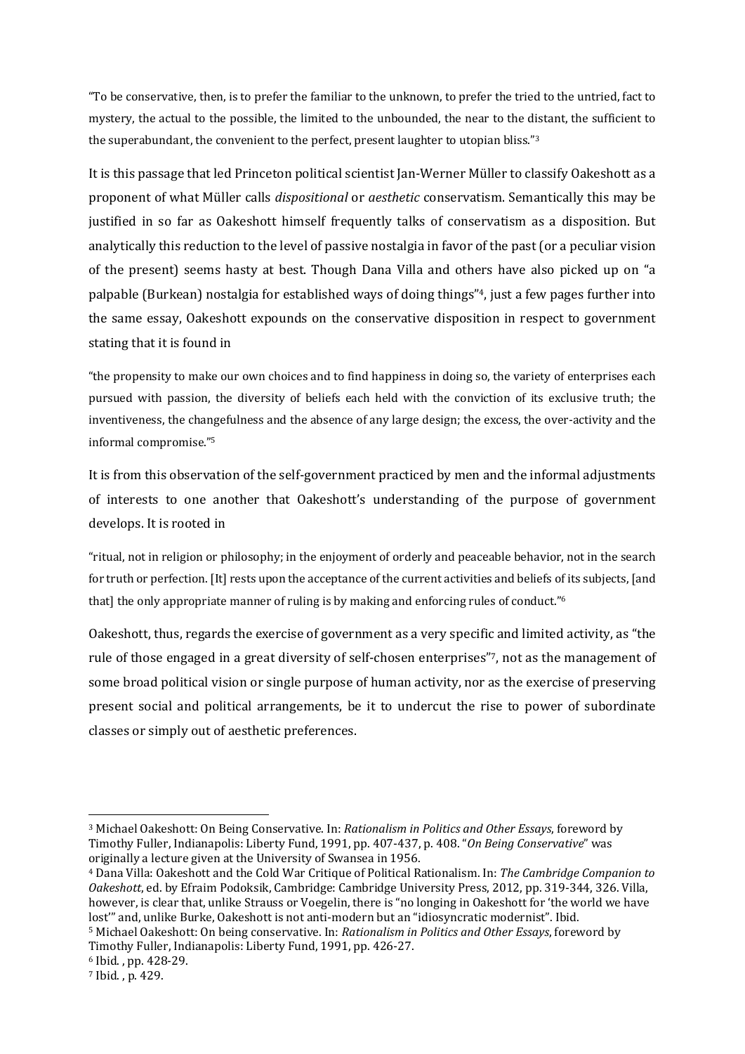"To be conservative, then, is to prefer the familiar to the unknown, to prefer the tried to the untried, fact to mystery, the actual to the possible, the limited to the unbounded, the near to the distant, the sufficient to the superabundant, the convenient to the perfect, present laughter to utopian bliss."[3]

It is this passage that led Princeton political scientist Jan-Werner Müller to classify Oakeshott as a proponent of what Müller calls *dispositional* or *aesthetic* conservatism. Semantically this may be justified in so far as Oakeshott himself frequently talks of conservatism as a disposition. But analytically this reduction to the level of passive nostalgia in favor of the past (or a peculiar vision of the present) seems hasty at best. Though Dana Villa and others have also picked up on "a palpable (Burkean) nostalgia for established ways of doing things"[4], just a few pages further into the same essay, Oakeshott expounds on the conservative disposition in respect to government stating that it is found in

"the propensity to make our own choices and to find happiness in doing so, the variety of enterprises each pursued with passion, the diversity of beliefs each held with the conviction of its exclusive truth; the inventiveness, the changefulness and the absence of any large design; the excess, the over-activity and the informal compromise."[5]

It is from this observation of the self-government practiced by men and the informal adjustments of interests to one another that Oakeshott's understanding of the purpose of government develops. It is rooted in

"ritual, not in religion or philosophy; in the enjoyment of orderly and peaceable behavior, not in the search for truth or perfection. [It] rests upon the acceptance of the current activities and beliefs of its subjects, [and that] the only appropriate manner of ruling is by making and enforcing rules of conduct."[6]

Oakeshott, thus, regards the exercise of government as a very specific and limited activity, as "the rule of those engaged in a great diversity of self-chosen enterprises"[7], not as the management of some broad political vision or single purpose of human activity, nor as the exercise of preserving present social and political arrangements, be it to undercut the rise to power of subordinate classes or simply out of aesthetic preferences.

---

[3] Michael Oakeshott: On Being Conservative. In: *Rationalism in Politics and Other Essays*, foreword by Timothy Fuller, Indianapolis: Liberty Fund, 1991, pp. 407-437, p. 408. "*On Being Conservative*" was originally a lecture given at the University of Swansea in 1956.

[4] Dana Villa: Oakeshott and the Cold War Critique of Political Rationalism. In: *The Cambridge Companion to Oakeshott*, ed. by Efraim Podoksik, Cambridge: Cambridge University Press, 2012, pp. 319-344, 326. Villa, however, is clear that, unlike Strauss or Voegelin, there is "no longing in Oakeshott for 'the world we have lost'" and, unlike Burke, Oakeshott is not anti-modern but an "idiosyncratic modernist". Ibid.

[5] Michael Oakeshott: On being conservative. In: *Rationalism in Politics and Other Essays*, foreword by Timothy Fuller, Indianapolis: Liberty Fund, 1991, pp. 426-27.

[6] Ibid. , pp. 428-29.

[7] Ibid. , p. 429.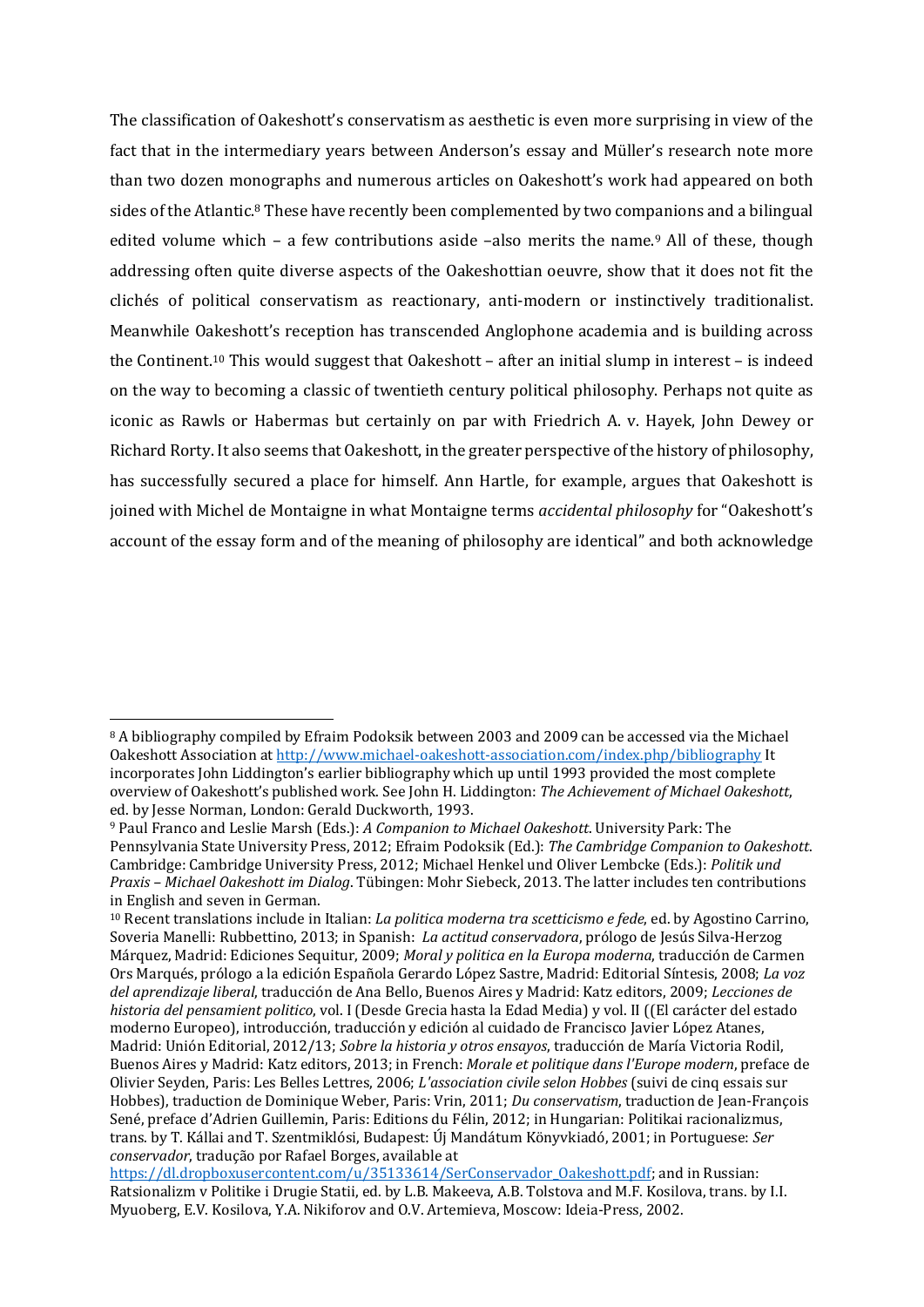The classification of Oakeshott's conservatism as aesthetic is even more surprising in view of the fact that in the intermediary years between Anderson's essay and Müller's research note more than two dozen monographs and numerous articles on Oakeshott's work had appeared on both sides of the Atlantic.[8] These have recently been complemented by two companions and a bilingual edited volume which – a few contributions aside –also merits the name.[9] All of these, though addressing often quite diverse aspects of the Oakeshottian oeuvre, show that it does not fit the clichés of political conservatism as reactionary, anti-modern or instinctively traditionalist. Meanwhile Oakeshott's reception has transcended Anglophone academia and is building across the Continent.[10] This would suggest that Oakeshott – after an initial slump in interest – is indeed on the way to becoming a classic of twentieth century political philosophy. Perhaps not quite as iconic as Rawls or Habermas but certainly on par with Friedrich A. v. Hayek, John Dewey or Richard Rorty. It also seems that Oakeshott, in the greater perspective of the history of philosophy, has successfully secured a place for himself. Ann Hartle, for example, argues that Oakeshott is joined with Michel de Montaigne in what Montaigne terms *accidental philosophy* for "Oakeshott's account of the essay form and of the meaning of philosophy are identical" and both acknowledge

---

[8] A bibliography compiled by Efraim Podoksik between 2003 and 2009 can be accessed via the Michael Oakeshott Association at http://www.michael-oakeshott-association.com/index.php/bibliography It incorporates John Liddington's earlier bibliography which up until 1993 provided the most complete overview of Oakeshott's published work. See John H. Liddington: *The Achievement of Michael Oakeshott*, ed. by Jesse Norman, London: Gerald Duckworth, 1993.

[9] Paul Franco and Leslie Marsh (Eds.): *A Companion to Michael Oakeshott.* University Park: The Pennsylvania State University Press, 2012; Efraim Podoksik (Ed.): *The Cambridge Companion to Oakeshott*. Cambridge: Cambridge University Press, 2012; Michael Henkel und Oliver Lembcke (Eds.): *Politik und Praxis – Michael Oakeshott im Dialog*. Tübingen: Mohr Siebeck, 2013. The latter includes ten contributions in English and seven in German.

[10] Recent translations include in Italian: *La politica moderna tra scetticismo e fede*, ed. by Agostino Carrino, Soveria Manelli: Rubbettino, 2013; in Spanish: *La actitud conservadora*, prólogo de Jesús Silva-Herzog Márquez, Madrid: Ediciones Sequitur, 2009; *Moral y politica en la Europa moderna*, traducción de Carmen Ors Marqués, prólogo a la edición Española Gerardo López Sastre, Madrid: Editorial Síntesis, 2008; *La voz del aprendizaje liberal*, traducción de Ana Bello, Buenos Aires y Madrid: Katz editors, 2009; *Lecciones de historia del pensamient politico*, vol. I (Desde Grecia hasta la Edad Media) y vol. II ((El carácter del estado moderno Europeo), introducción, traducción y edición al cuidado de Francisco Javier López Atanes, Madrid: Unión Editorial, 2012/13; *Sobre la historia y otros ensayos*, traducción de María Victoria Rodil, Buenos Aires y Madrid: Katz editors, 2013; in French: *Morale et politique dans l'Europe modern*, preface de Olivier Seyden, Paris: Les Belles Lettres, 2006; *L'association civile selon Hobbes* (suivi de cinq essais sur Hobbes), traduction de Dominique Weber, Paris: Vrin, 2011; *Du conservatism*, traduction de Jean-François Sené, preface d'Adrien Guillemin, Paris: Editions du Félin, 2012; in Hungarian: Politikai racionalizmus, trans. by T. Kállai and T. Szentmiklósi, Budapest: Új Mandátum Könyvkiadó, 2001; in Portuguese: *Ser conservador*, tradução por Rafael Borges, available at https://dl.dropboxusercontent.com/u/35133614/SerConservador_Oakeshott.pdf; and in Russian: Ratsionalizm v Politike i Drugie Statii, ed. by L.B. Makeeva, A.B. Tolstova and M.F. Kosilova, trans. by I.I. Myuoberg, E.V. Kosilova, Y.A. Nikiforov and O.V. Artemieva, Moscow: Ideia-Press, 2002.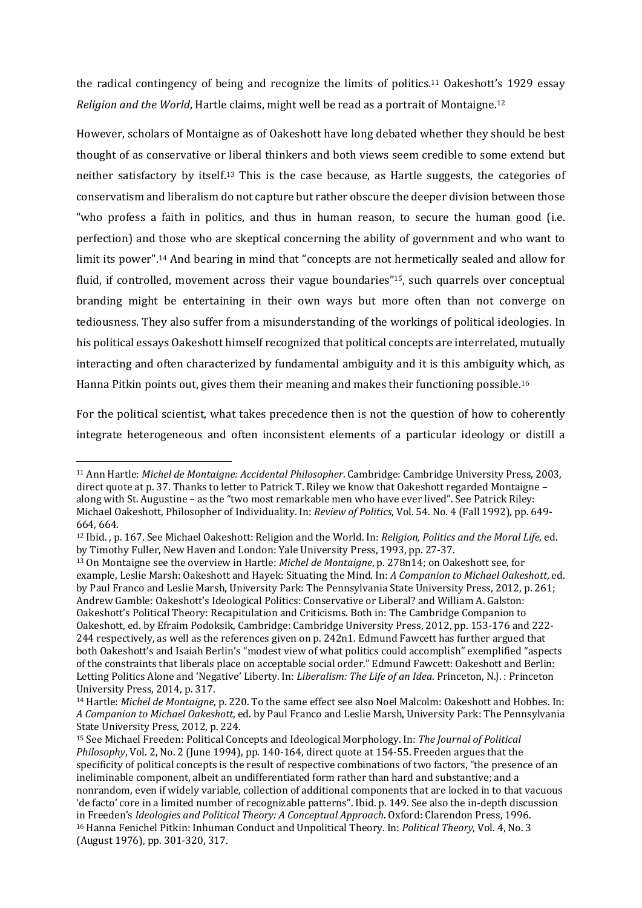the radical contingency of being and recognize the limits of politics.[11] Oakeshott's 1929 essay *Religion and the World*, Hartle claims, might well be read as a portrait of Montaigne.[12]

However, scholars of Montaigne as of Oakeshott have long debated whether they should be best thought of as conservative or liberal thinkers and both views seem credible to some extend but neither satisfactory by itself.[13] This is the case because, as Hartle suggests, the categories of conservatism and liberalism do not capture but rather obscure the deeper division between those "who profess a faith in politics, and thus in human reason, to secure the human good (i.e. perfection) and those who are skeptical concerning the ability of government and who want to limit its power".[14] And bearing in mind that "concepts are not hermetically sealed and allow for fluid, if controlled, movement across their vague boundaries"[15], such quarrels over conceptual branding might be entertaining in their own ways but more often than not converge on tediousness. They also suffer from a misunderstanding of the workings of political ideologies. In his political essays Oakeshott himself recognized that political concepts are interrelated, mutually interacting and often characterized by fundamental ambiguity and it is this ambiguity which, as Hanna Pitkin points out, gives them their meaning and makes their functioning possible.[16]

For the political scientist, what takes precedence then is not the question of how to coherently integrate heterogeneous and often inconsistent elements of a particular ideology or distill a

---

[11] Ann Hartle: *Michel de Montaigne: Accidental Philosopher*. Cambridge: Cambridge University Press, 2003, direct quote at p. 37. Thanks to letter to Patrick T. Riley we know that Oakeshott regarded Montaigne – along with St. Augustine – as the "two most remarkable men who have ever lived". See Patrick Riley: Michael Oakeshott, Philosopher of Individuality. In: *Review of Politics*, Vol. 54. No. 4 (Fall 1992), pp. 649-664, 664.

[12] Ibid. , p. 167. See Michael Oakeshott: Religion and the World. In: *Religion, Politics and the Moral Life*, ed. by Timothy Fuller, New Haven and London: Yale University Press, 1993, pp. 27-37.

[13] On Montaigne see the overview in Hartle: *Michel de Montaigne*, p. 278n14; on Oakeshott see, for example, Leslie Marsh: Oakeshott and Hayek: Situating the Mind. In: *A Companion to Michael Oakeshott*, ed. by Paul Franco and Leslie Marsh, University Park: The Pennsylvania State University Press, 2012, p. 261; Andrew Gamble: Oakeshott's Ideological Politics: Conservative or Liberal? and William A. Galston: Oakeshott's Political Theory: Recapitulation and Criticisms. Both in: The Cambridge Companion to Oakeshott, ed. by Efraim Podoksik, Cambridge: Cambridge University Press, 2012, pp. 153-176 and 222-244 respectively, as well as the references given on p. 242n1. Edmund Fawcett has further argued that both Oakeshott's and Isaiah Berlin's "modest view of what politics could accomplish" exemplified "aspects of the constraints that liberals place on acceptable social order." Edmund Fawcett: Oakeshott and Berlin: Letting Politics Alone and 'Negative' Liberty. In: *Liberalism: The Life of an Idea*. Princeton, N.J. : Princeton University Press, 2014, p. 317.

[14] Hartle: *Michel de Montaigne*, p. 220. To the same effect see also Noel Malcolm: Oakeshott and Hobbes. In: *A Companion to Michael Oakeshott*, ed. by Paul Franco and Leslie Marsh, University Park: The Pennsylvania State University Press, 2012, p. 224.

[15] See Michael Freeden: Political Concepts and Ideological Morphology. In: *The Journal of Political Philosophy*, Vol. 2, No. 2 (June 1994), pp. 140-164, direct quote at 154-55. Freeden argues that the specificity of political concepts is the result of respective combinations of two factors, "the presence of an ineliminable component, albeit an undifferentiated form rather than hard and substantive; and a nonrandom, even if widely variable, collection of additional components that are locked in to that vacuous 'de facto' core in a limited number of recognizable patterns". Ibid. p. 149. See also the in-depth discussion in Freeden's *Ideologies and Political Theory: A Conceptual Approach*. Oxford: Clarendon Press, 1996.

[16] Hanna Fenichel Pitkin: Inhuman Conduct and Unpolitical Theory. In: *Political Theory*, Vol. 4, No. 3 (August 1976), pp. 301-320, 317.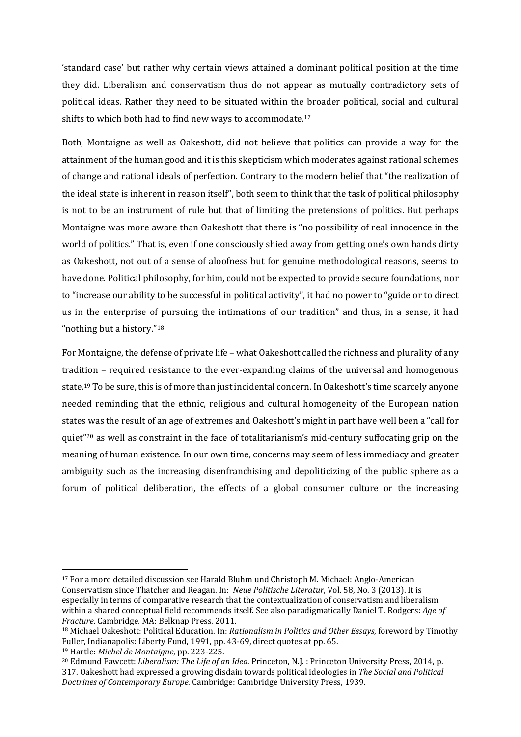'standard case' but rather why certain views attained a dominant political position at the time they did. Liberalism and conservatism thus do not appear as mutually contradictory sets of political ideas. Rather they need to be situated within the broader political, social and cultural shifts to which both had to find new ways to accommodate.[17]

Both, Montaigne as well as Oakeshott, did not believe that politics can provide a way for the attainment of the human good and it is this skepticism which moderates against rational schemes of change and rational ideals of perfection. Contrary to the modern belief that "the realization of the ideal state is inherent in reason itself", both seem to think that the task of political philosophy is not to be an instrument of rule but that of limiting the pretensions of politics. But perhaps Montaigne was more aware than Oakeshott that there is "no possibility of real innocence in the world of politics." That is, even if one consciously shied away from getting one's own hands dirty as Oakeshott, not out of a sense of aloofness but for genuine methodological reasons, seems to have done. Political philosophy, for him, could not be expected to provide secure foundations, nor to "increase our ability to be successful in political activity", it had no power to "guide or to direct us in the enterprise of pursuing the intimations of our tradition" and thus, in a sense, it had "nothing but a history."[18]

For Montaigne, the defense of private life – what Oakeshott called the richness and plurality of any tradition – required resistance to the ever-expanding claims of the universal and homogenous state.[19] To be sure, this is of more than just incidental concern. In Oakeshott's time scarcely anyone needed reminding that the ethnic, religious and cultural homogeneity of the European nation states was the result of an age of extremes and Oakeshott's might in part have well been a "call for quiet"[20] as well as constraint in the face of totalitarianism's mid-century suffocating grip on the meaning of human existence. In our own time, concerns may seem of less immediacy and greater ambiguity such as the increasing disenfranchising and depoliticizing of the public sphere as a forum of political deliberation, the effects of a global consumer culture or the increasing

---

[17] For a more detailed discussion see Harald Bluhm und Christoph M. Michael: Anglo-American Conservatism since Thatcher and Reagan. In: *Neue Politische Literatur*, Vol. 58, No. 3 (2013). It is especially in terms of comparative research that the contextualization of conservatism and liberalism within a shared conceptual field recommends itself. See also paradigmatically Daniel T. Rodgers: *Age of Fracture*. Cambridge, MA: Belknap Press, 2011.

[18] Michael Oakeshott: Political Education. In: *Rationalism in Politics and Other Essays*, foreword by Timothy Fuller, Indianapolis: Liberty Fund, 1991, pp. 43-69, direct quotes at pp. 65.

[19] Hartle: *Michel de Montaigne*, pp. 223-225.

[20] Edmund Fawcett: *Liberalism: The Life of an Idea*. Princeton, N.J. : Princeton University Press, 2014, p. 317. Oakeshott had expressed a growing disdain towards political ideologies in *The Social and Political Doctrines of Contemporary Europe*. Cambridge: Cambridge University Press, 1939.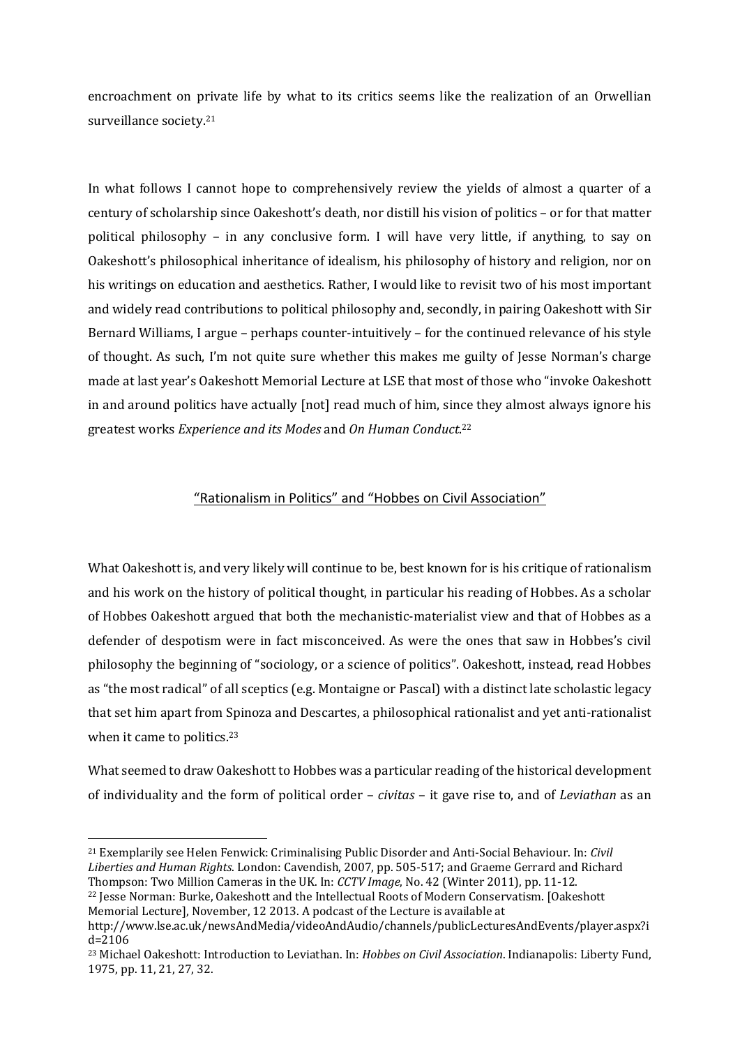encroachment on private life by what to its critics seems like the realization of an Orwellian surveillance society.[21]

In what follows I cannot hope to comprehensively review the yields of almost a quarter of a century of scholarship since Oakeshott's death, nor distill his vision of politics – or for that matter political philosophy – in any conclusive form. I will have very little, if anything, to say on Oakeshott's philosophical inheritance of idealism, his philosophy of history and religion, nor on his writings on education and aesthetics. Rather, I would like to revisit two of his most important and widely read contributions to political philosophy and, secondly, in pairing Oakeshott with Sir Bernard Williams, I argue – perhaps counter-intuitively – for the continued relevance of his style of thought. As such, I'm not quite sure whether this makes me guilty of Jesse Norman's charge made at last year's Oakeshott Memorial Lecture at LSE that most of those who "invoke Oakeshott in and around politics have actually [not] read much of him, since they almost always ignore his greatest works *Experience and its Modes* and *On Human Conduct*.[22]

## "Rationalism in Politics" and "Hobbes on Civil Association"

What Oakeshott is, and very likely will continue to be, best known for is his critique of rationalism and his work on the history of political thought, in particular his reading of Hobbes. As a scholar of Hobbes Oakeshott argued that both the mechanistic-materialist view and that of Hobbes as a defender of despotism were in fact misconceived. As were the ones that saw in Hobbes's civil philosophy the beginning of "sociology, or a science of politics". Oakeshott, instead, read Hobbes as "the most radical" of all sceptics (e.g. Montaigne or Pascal) with a distinct late scholastic legacy that set him apart from Spinoza and Descartes, a philosophical rationalist and yet anti-rationalist when it came to politics.[23]

What seemed to draw Oakeshott to Hobbes was a particular reading of the historical development of individuality and the form of political order – *civitas* – it gave rise to, and of *Leviathan* as an

---

[21] Exemplarily see Helen Fenwick: Criminalising Public Disorder and Anti-Social Behaviour. In: *Civil Liberties and Human Rights*. London: Cavendish, 2007, pp. 505-517; and Graeme Gerrard and Richard Thompson: Two Million Cameras in the UK. In: *CCTV Image*, No. 42 (Winter 2011), pp. 11-12.

[22] Jesse Norman: Burke, Oakeshott and the Intellectual Roots of Modern Conservatism. [Oakeshott Memorial Lecture], November, 12 2013. A podcast of the Lecture is available at http://www.lse.ac.uk/newsAndMedia/videoAndAudio/channels/publicLecturesAndEvents/player.aspx?id=2106

[23] Michael Oakeshott: Introduction to Leviathan. In: *Hobbes on Civil Association*. Indianapolis: Liberty Fund, 1975, pp. 11, 21, 27, 32.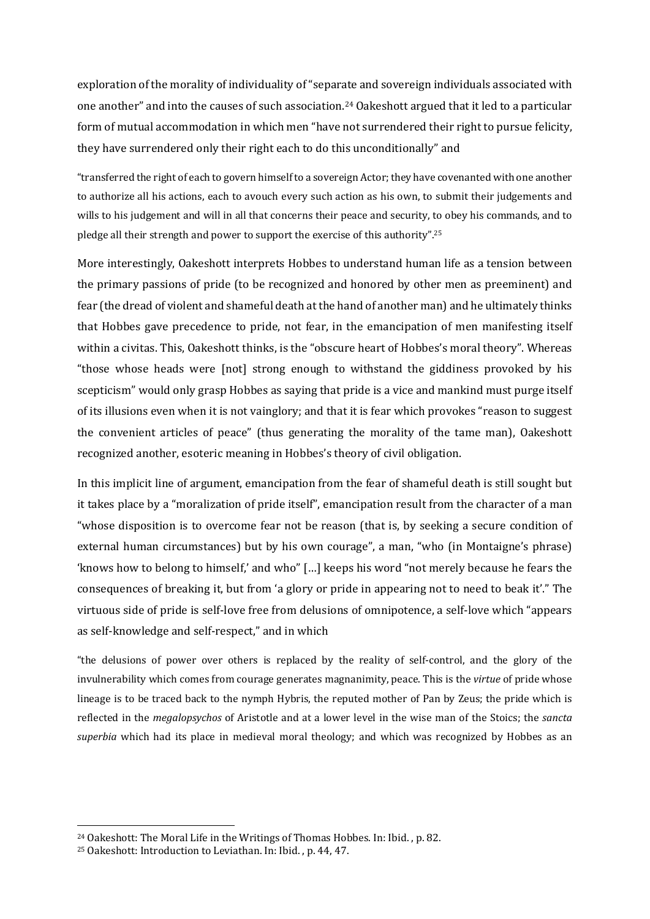exploration of the morality of individuality of "separate and sovereign individuals associated with one another" and into the causes of such association.[24] Oakeshott argued that it led to a particular form of mutual accommodation in which men "have not surrendered their right to pursue felicity, they have surrendered only their right each to do this unconditionally" and

"transferred the right of each to govern himself to a sovereign Actor; they have covenanted with one another to authorize all his actions, each to avouch every such action as his own, to submit their judgements and wills to his judgement and will in all that concerns their peace and security, to obey his commands, and to pledge all their strength and power to support the exercise of this authority".[25]

More interestingly, Oakeshott interprets Hobbes to understand human life as a tension between the primary passions of pride (to be recognized and honored by other men as preeminent) and fear (the dread of violent and shameful death at the hand of another man) and he ultimately thinks that Hobbes gave precedence to pride, not fear, in the emancipation of men manifesting itself within a civitas. This, Oakeshott thinks, is the "obscure heart of Hobbes's moral theory". Whereas "those whose heads were [not] strong enough to withstand the giddiness provoked by his scepticism" would only grasp Hobbes as saying that pride is a vice and mankind must purge itself of its illusions even when it is not vainglory; and that it is fear which provokes "reason to suggest the convenient articles of peace" (thus generating the morality of the tame man), Oakeshott recognized another, esoteric meaning in Hobbes's theory of civil obligation.

In this implicit line of argument, emancipation from the fear of shameful death is still sought but it takes place by a "moralization of pride itself", emancipation result from the character of a man "whose disposition is to overcome fear not be reason (that is, by seeking a secure condition of external human circumstances) but by his own courage", a man, "who (in Montaigne's phrase) 'knows how to belong to himself,' and who" […] keeps his word "not merely because he fears the consequences of breaking it, but from 'a glory or pride in appearing not to need to beak it'." The virtuous side of pride is self-love free from delusions of omnipotence, a self-love which "appears as self-knowledge and self-respect," and in which

"the delusions of power over others is replaced by the reality of self-control, and the glory of the invulnerability which comes from courage generates magnanimity, peace. This is the *virtue* of pride whose lineage is to be traced back to the nymph Hybris, the reputed mother of Pan by Zeus; the pride which is reflected in the *megalopsychos* of Aristotle and at a lower level in the wise man of the Stoics; the *sancta superbia* which had its place in medieval moral theology; and which was recognized by Hobbes as an

---

[24] Oakeshott: The Moral Life in the Writings of Thomas Hobbes. In: Ibid. , p. 82.

[25] Oakeshott: Introduction to Leviathan. In: Ibid. , p. 44, 47.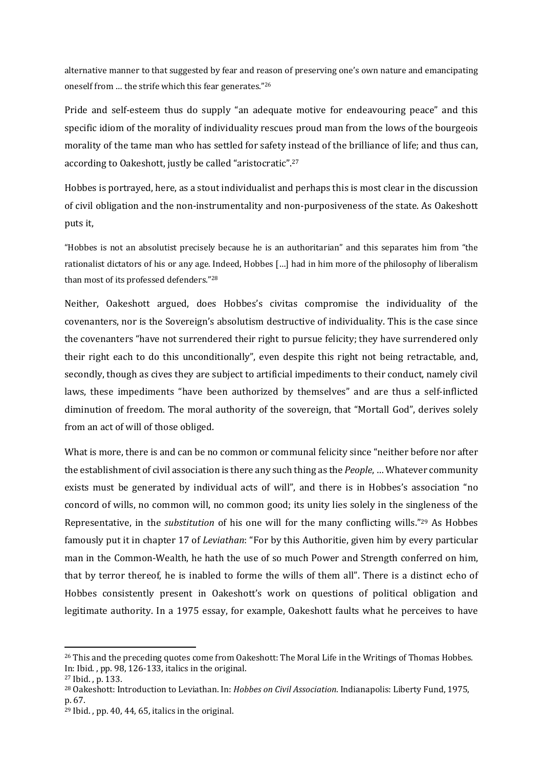alternative manner to that suggested by fear and reason of preserving one's own nature and emancipating oneself from … the strife which this fear generates."[26]

Pride and self-esteem thus do supply "an adequate motive for endeavouring peace" and this specific idiom of the morality of individuality rescues proud man from the lows of the bourgeois morality of the tame man who has settled for safety instead of the brilliance of life; and thus can, according to Oakeshott, justly be called "aristocratic".[27]

Hobbes is portrayed, here, as a stout individualist and perhaps this is most clear in the discussion of civil obligation and the non-instrumentality and non-purposiveness of the state. As Oakeshott puts it,

> "Hobbes is not an absolutist precisely because he is an authoritarian" and this separates him from "the rationalist dictators of his or any age. Indeed, Hobbes […] had in him more of the philosophy of liberalism than most of its professed defenders."[28]

Neither, Oakeshott argued, does Hobbes's civitas compromise the individuality of the covenanters, nor is the Sovereign's absolutism destructive of individuality. This is the case since the covenanters "have not surrendered their right to pursue felicity; they have surrendered only their right each to do this unconditionally", even despite this right not being retractable, and, secondly, though as cives they are subject to artificial impediments to their conduct, namely civil laws, these impediments "have been authorized by themselves" and are thus a self-inflicted diminution of freedom. The moral authority of the sovereign, that "Mortall God", derives solely from an act of will of those obliged.

What is more, there is and can be no common or communal felicity since "neither before nor after the establishment of civil association is there any such thing as the *People*, … Whatever community exists must be generated by individual acts of will", and there is in Hobbes's association "no concord of wills, no common will, no common good; its unity lies solely in the singleness of the Representative, in the *substitution* of his one will for the many conflicting wills."[29] As Hobbes famously put it in chapter 17 of *Leviathan*: "For by this Authoritie, given him by every particular man in the Common-Wealth, he hath the use of so much Power and Strength conferred on him, that by terror thereof, he is inabled to forme the wills of them all". There is a distinct echo of Hobbes consistently present in Oakeshott's work on questions of political obligation and legitimate authority. In a 1975 essay, for example, Oakeshott faults what he perceives to have

---

[26] This and the preceding quotes come from Oakeshott: The Moral Life in the Writings of Thomas Hobbes. In: Ibid. , pp. 98, 126-133, italics in the original.

[27] Ibid. , p. 133.

[28] Oakeshott: Introduction to Leviathan. In: *Hobbes on Civil Association*. Indianapolis: Liberty Fund, 1975, p. 67.

[29] Ibid. , pp. 40, 44, 65, italics in the original.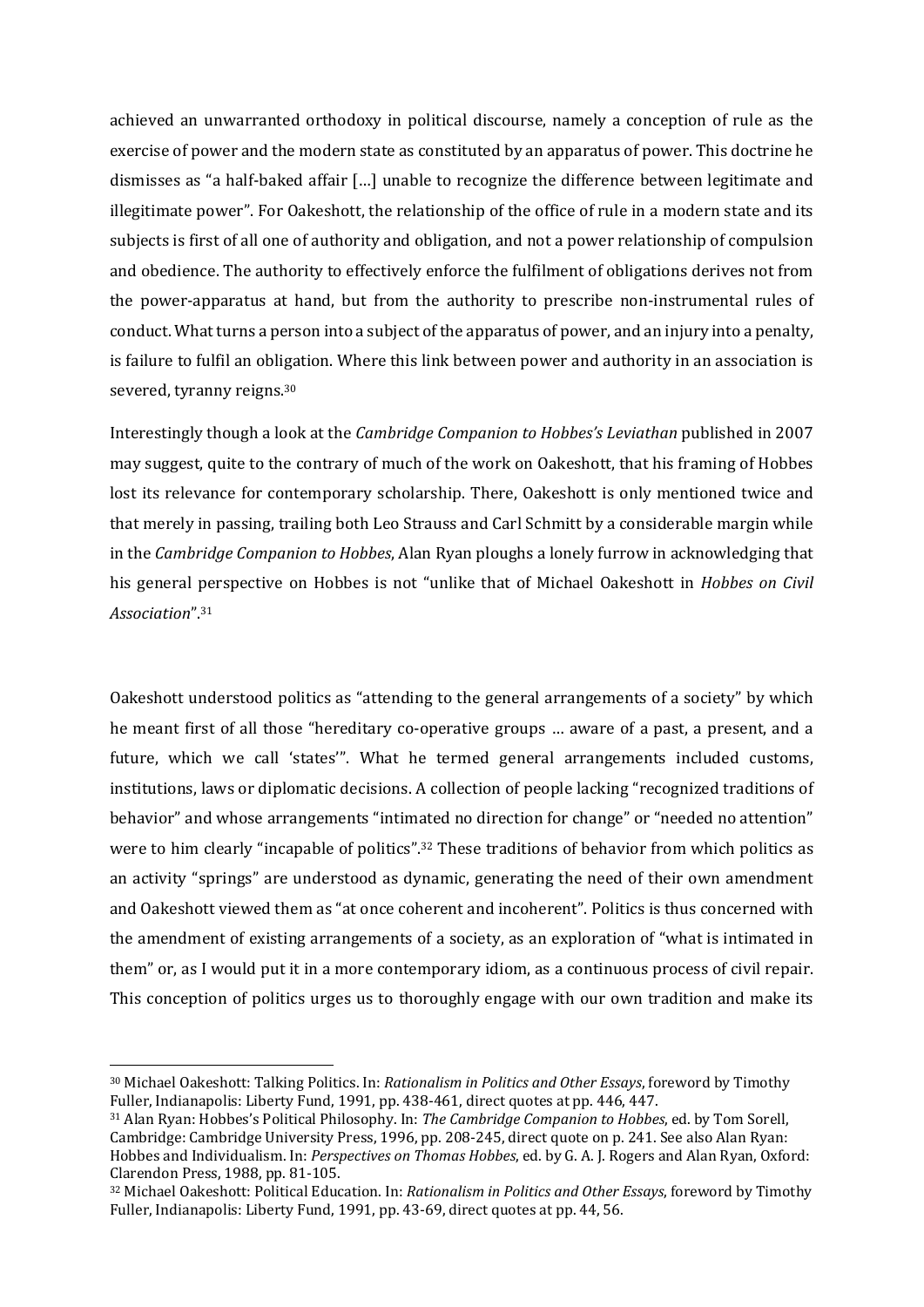achieved an unwarranted orthodoxy in political discourse, namely a conception of rule as the exercise of power and the modern state as constituted by an apparatus of power. This doctrine he dismisses as "a half-baked affair […] unable to recognize the difference between legitimate and illegitimate power". For Oakeshott, the relationship of the office of rule in a modern state and its subjects is first of all one of authority and obligation, and not a power relationship of compulsion and obedience. The authority to effectively enforce the fulfilment of obligations derives not from the power-apparatus at hand, but from the authority to prescribe non-instrumental rules of conduct. What turns a person into a subject of the apparatus of power, and an injury into a penalty, is failure to fulfil an obligation. Where this link between power and authority in an association is severed, tyranny reigns.[30]

Interestingly though a look at the *Cambridge Companion to Hobbes's Leviathan* published in 2007 may suggest, quite to the contrary of much of the work on Oakeshott, that his framing of Hobbes lost its relevance for contemporary scholarship. There, Oakeshott is only mentioned twice and that merely in passing, trailing both Leo Strauss and Carl Schmitt by a considerable margin while in the *Cambridge Companion to Hobbes*, Alan Ryan ploughs a lonely furrow in acknowledging that his general perspective on Hobbes is not "unlike that of Michael Oakeshott in *Hobbes on Civil Association*".[31]

Oakeshott understood politics as "attending to the general arrangements of a society" by which he meant first of all those "hereditary co-operative groups … aware of a past, a present, and a future, which we call 'states'". What he termed general arrangements included customs, institutions, laws or diplomatic decisions. A collection of people lacking "recognized traditions of behavior" and whose arrangements "intimated no direction for change" or "needed no attention" were to him clearly "incapable of politics".[32] These traditions of behavior from which politics as an activity "springs" are understood as dynamic, generating the need of their own amendment and Oakeshott viewed them as "at once coherent and incoherent". Politics is thus concerned with the amendment of existing arrangements of a society, as an exploration of "what is intimated in them" or, as I would put it in a more contemporary idiom, as a continuous process of civil repair. This conception of politics urges us to thoroughly engage with our own tradition and make its

---

[30] Michael Oakeshott: Talking Politics. In: *Rationalism in Politics and Other Essays*, foreword by Timothy Fuller, Indianapolis: Liberty Fund, 1991, pp. 438-461, direct quotes at pp. 446, 447.

[31] Alan Ryan: Hobbes's Political Philosophy. In: *The Cambridge Companion to Hobbes*, ed. by Tom Sorell, Cambridge: Cambridge University Press, 1996, pp. 208-245, direct quote on p. 241. See also Alan Ryan: Hobbes and Individualism. In: *Perspectives on Thomas Hobbes*, ed. by G. A. J. Rogers and Alan Ryan, Oxford: Clarendon Press, 1988, pp. 81-105.

[32] Michael Oakeshott: Political Education. In: *Rationalism in Politics and Other Essays*, foreword by Timothy Fuller, Indianapolis: Liberty Fund, 1991, pp. 43-69, direct quotes at pp. 44, 56.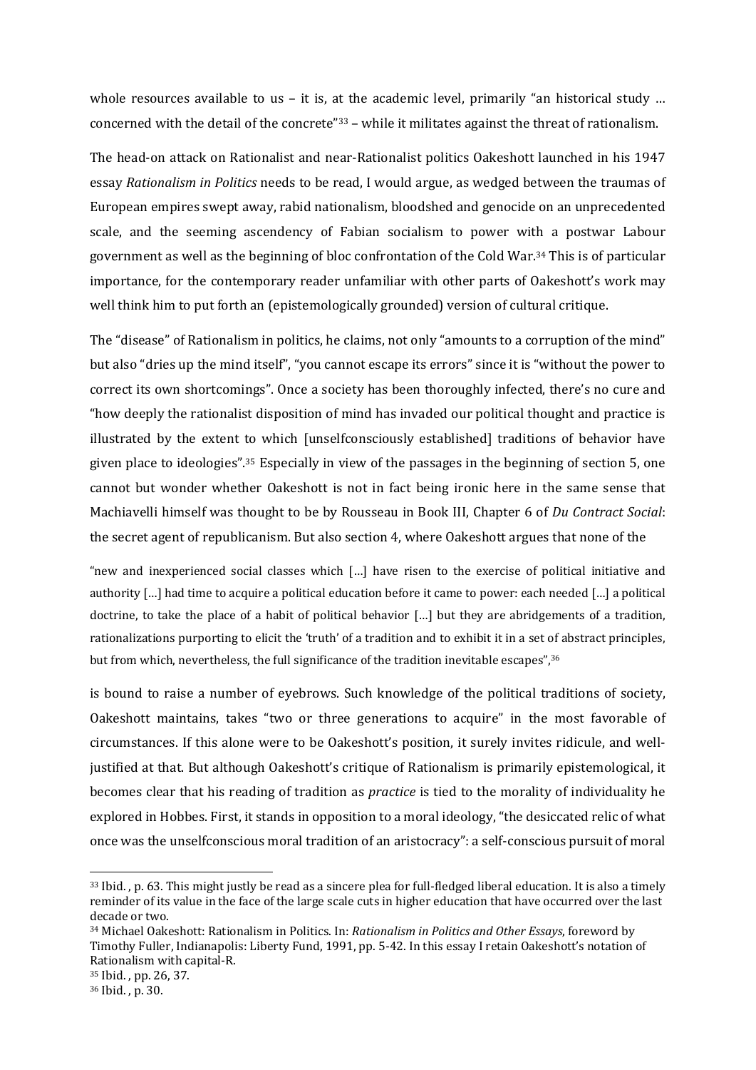whole resources available to us – it is, at the academic level, primarily "an historical study … concerned with the detail of the concrete"[33] – while it militates against the threat of rationalism.

The head-on attack on Rationalist and near-Rationalist politics Oakeshott launched in his 1947 essay *Rationalism in Politics* needs to be read, I would argue, as wedged between the traumas of European empires swept away, rabid nationalism, bloodshed and genocide on an unprecedented scale, and the seeming ascendency of Fabian socialism to power with a postwar Labour government as well as the beginning of bloc confrontation of the Cold War.[34] This is of particular importance, for the contemporary reader unfamiliar with other parts of Oakeshott's work may well think him to put forth an (epistemologically grounded) version of cultural critique.

The "disease" of Rationalism in politics, he claims, not only "amounts to a corruption of the mind" but also "dries up the mind itself", "you cannot escape its errors" since it is "without the power to correct its own shortcomings". Once a society has been thoroughly infected, there's no cure and "how deeply the rationalist disposition of mind has invaded our political thought and practice is illustrated by the extent to which [unselfconsciously established] traditions of behavior have given place to ideologies".[35] Especially in view of the passages in the beginning of section 5, one cannot but wonder whether Oakeshott is not in fact being ironic here in the same sense that Machiavelli himself was thought to be by Rousseau in Book III, Chapter 6 of *Du Contract Social*: the secret agent of republicanism. But also section 4, where Oakeshott argues that none of the

> "new and inexperienced social classes which […] have risen to the exercise of political initiative and authority […] had time to acquire a political education before it came to power: each needed […] a political doctrine, to take the place of a habit of political behavior […] but they are abridgements of a tradition, rationalizations purporting to elicit the 'truth' of a tradition and to exhibit it in a set of abstract principles, but from which, nevertheless, the full significance of the tradition inevitable escapes",[36]

is bound to raise a number of eyebrows. Such knowledge of the political traditions of society, Oakeshott maintains, takes "two or three generations to acquire" in the most favorable of circumstances. If this alone were to be Oakeshott's position, it surely invites ridicule, and well-justified at that. But although Oakeshott's critique of Rationalism is primarily epistemological, it becomes clear that his reading of tradition as *practice* is tied to the morality of individuality he explored in Hobbes. First, it stands in opposition to a moral ideology, "the desiccated relic of what once was the unselfconscious moral tradition of an aristocracy": a self-conscious pursuit of moral

---

[33] Ibid. , p. 63. This might justly be read as a sincere plea for full-fledged liberal education. It is also a timely reminder of its value in the face of the large scale cuts in higher education that have occurred over the last decade or two.

[34] Michael Oakeshott: Rationalism in Politics. In: *Rationalism in Politics and Other Essays*, foreword by Timothy Fuller, Indianapolis: Liberty Fund, 1991, pp. 5-42. In this essay I retain Oakeshott's notation of Rationalism with capital-R.

[35] Ibid. , pp. 26, 37.

[36] Ibid. , p. 30.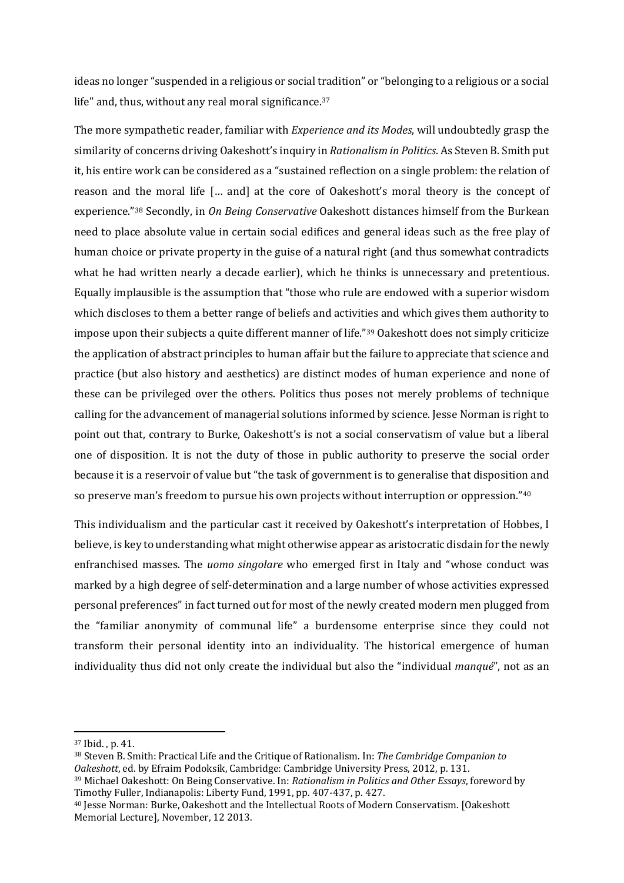ideas no longer "suspended in a religious or social tradition" or "belonging to a religious or a social life" and, thus, without any real moral significance.[37]

The more sympathetic reader, familiar with *Experience and its Modes*, will undoubtedly grasp the similarity of concerns driving Oakeshott's inquiry in *Rationalism in Politics*. As Steven B. Smith put it, his entire work can be considered as a "sustained reflection on a single problem: the relation of reason and the moral life [… and] at the core of Oakeshott's moral theory is the concept of experience."[38] Secondly, in *On Being Conservative* Oakeshott distances himself from the Burkean need to place absolute value in certain social edifices and general ideas such as the free play of human choice or private property in the guise of a natural right (and thus somewhat contradicts what he had written nearly a decade earlier), which he thinks is unnecessary and pretentious. Equally implausible is the assumption that "those who rule are endowed with a superior wisdom which discloses to them a better range of beliefs and activities and which gives them authority to impose upon their subjects a quite different manner of life."[39] Oakeshott does not simply criticize the application of abstract principles to human affair but the failure to appreciate that science and practice (but also history and aesthetics) are distinct modes of human experience and none of these can be privileged over the others. Politics thus poses not merely problems of technique calling for the advancement of managerial solutions informed by science. Jesse Norman is right to point out that, contrary to Burke, Oakeshott's is not a social conservatism of value but a liberal one of disposition. It is not the duty of those in public authority to preserve the social order because it is a reservoir of value but "the task of government is to generalise that disposition and so preserve man's freedom to pursue his own projects without interruption or oppression."[40]

This individualism and the particular cast it received by Oakeshott's interpretation of Hobbes, I believe, is key to understanding what might otherwise appear as aristocratic disdain for the newly enfranchised masses. The *uomo singolare* who emerged first in Italy and "whose conduct was marked by a high degree of self-determination and a large number of whose activities expressed personal preferences" in fact turned out for most of the newly created modern men plugged from the "familiar anonymity of communal life" a burdensome enterprise since they could not transform their personal identity into an individuality. The historical emergence of human individuality thus did not only create the individual but also the "individual *manqué*", not as an

---

[37] Ibid. , p. 41.

[38] Steven B. Smith: Practical Life and the Critique of Rationalism. In: *The Cambridge Companion to Oakeshott*, ed. by Efraim Podoksik, Cambridge: Cambridge University Press, 2012, p. 131.

[39] Michael Oakeshott: On Being Conservative. In: *Rationalism in Politics and Other Essays*, foreword by Timothy Fuller, Indianapolis: Liberty Fund, 1991, pp. 407-437, p. 427.

[40] Jesse Norman: Burke, Oakeshott and the Intellectual Roots of Modern Conservatism. [Oakeshott Memorial Lecture], November, 12 2013.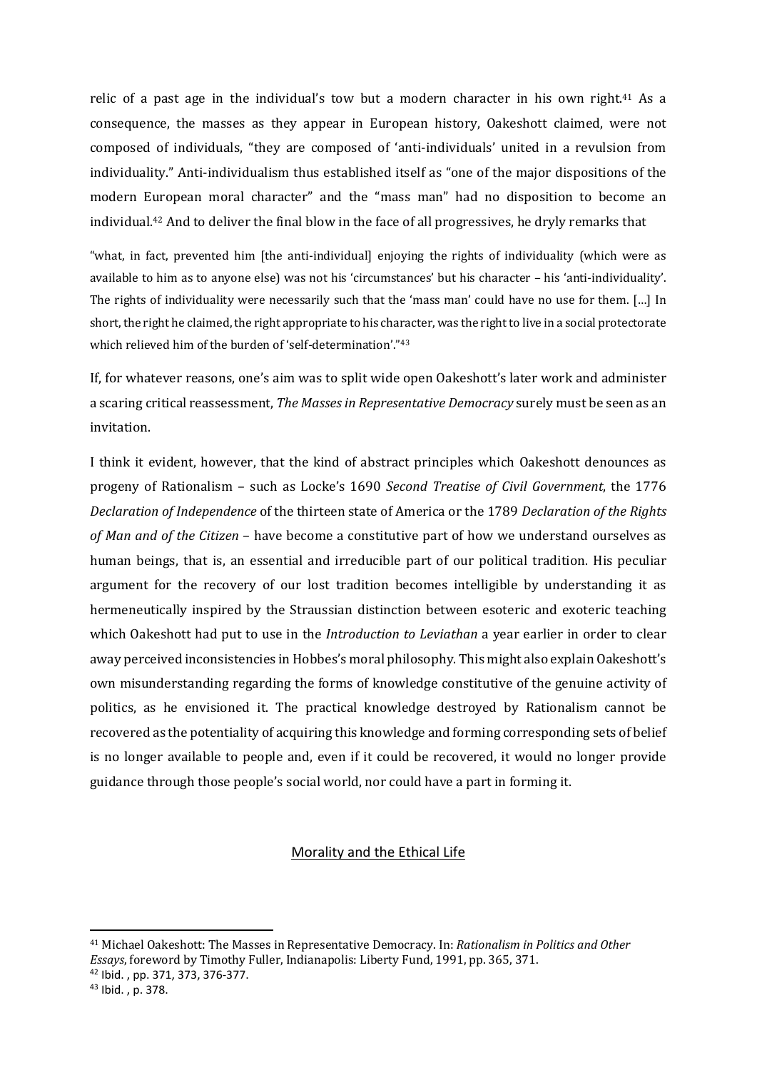relic of a past age in the individual's tow but a modern character in his own right.[41] As a consequence, the masses as they appear in European history, Oakeshott claimed, were not composed of individuals, "they are composed of 'anti-individuals' united in a revulsion from individuality." Anti-individualism thus established itself as "one of the major dispositions of the modern European moral character" and the "mass man" had no disposition to become an individual.[42] And to deliver the final blow in the face of all progressives, he dryly remarks that

> "what, in fact, prevented him [the anti-individual] enjoying the rights of individuality (which were as available to him as to anyone else) was not his 'circumstances' but his character – his 'anti-individuality'. The rights of individuality were necessarily such that the 'mass man' could have no use for them. […] In short, the right he claimed, the right appropriate to his character, was the right to live in a social protectorate which relieved him of the burden of 'self-determination'."[43]

If, for whatever reasons, one's aim was to split wide open Oakeshott's later work and administer a scaring critical reassessment, *The Masses in Representative Democracy* surely must be seen as an invitation.

I think it evident, however, that the kind of abstract principles which Oakeshott denounces as progeny of Rationalism – such as Locke's 1690 *Second Treatise of Civil Government*, the 1776 *Declaration of Independence* of the thirteen state of America or the 1789 *Declaration of the Rights of Man and of the Citizen* – have become a constitutive part of how we understand ourselves as human beings, that is, an essential and irreducible part of our political tradition. His peculiar argument for the recovery of our lost tradition becomes intelligible by understanding it as hermeneutically inspired by the Straussian distinction between esoteric and exoteric teaching which Oakeshott had put to use in the *Introduction to Leviathan* a year earlier in order to clear away perceived inconsistencies in Hobbes's moral philosophy. This might also explain Oakeshott's own misunderstanding regarding the forms of knowledge constitutive of the genuine activity of politics, as he envisioned it. The practical knowledge destroyed by Rationalism cannot be recovered as the potentiality of acquiring this knowledge and forming corresponding sets of belief is no longer available to people and, even if it could be recovered, it would no longer provide guidance through those people's social world, nor could have a part in forming it.

## Morality and the Ethical Life

---

[41] Michael Oakeshott: The Masses in Representative Democracy. In: *Rationalism in Politics and Other Essays*, foreword by Timothy Fuller, Indianapolis: Liberty Fund, 1991, pp. 365, 371.

[42] Ibid. , pp. 371, 373, 376-377.

[43] Ibid. , p. 378.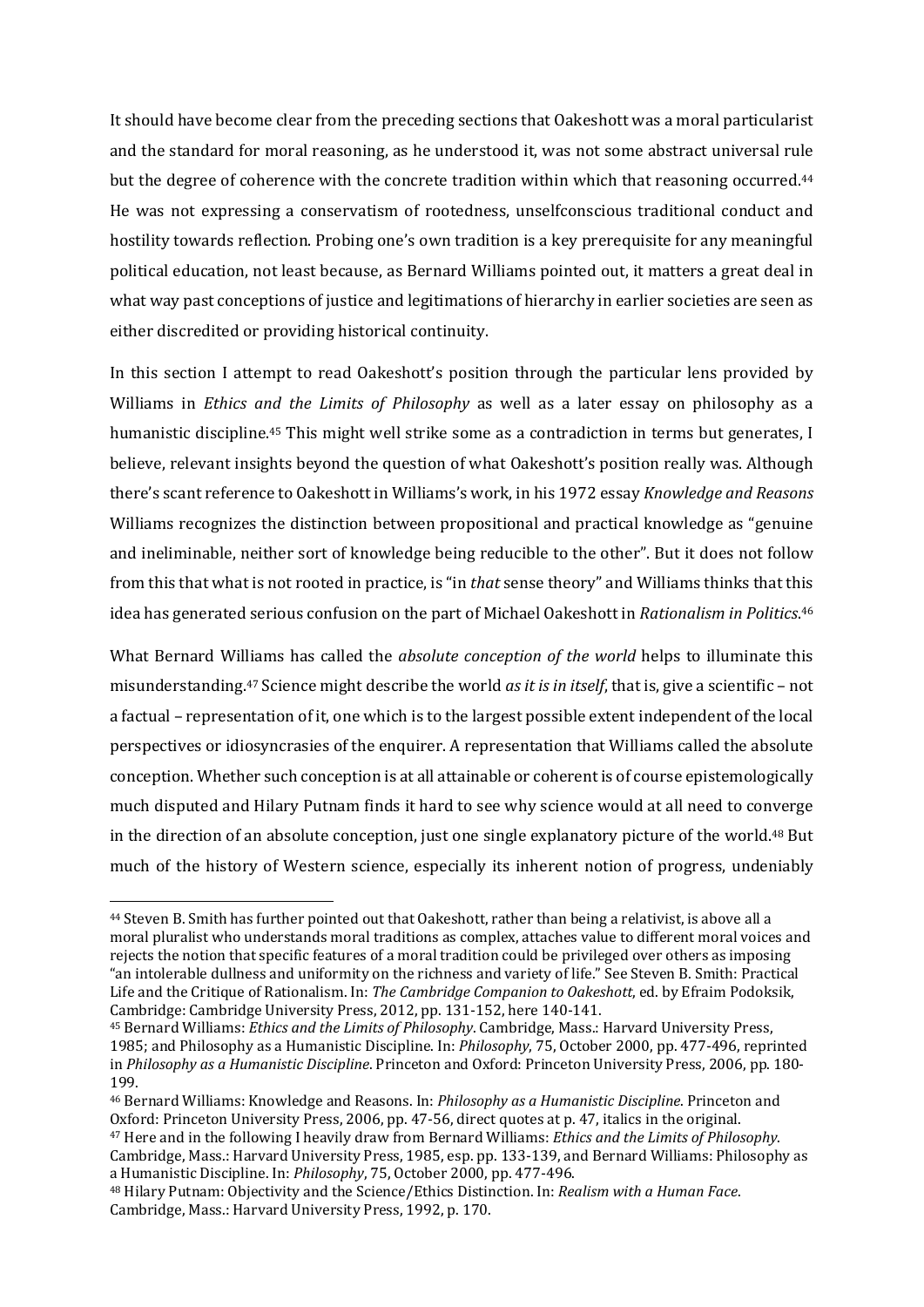It should have become clear from the preceding sections that Oakeshott was a moral particularist and the standard for moral reasoning, as he understood it, was not some abstract universal rule but the degree of coherence with the concrete tradition within which that reasoning occurred.[44] He was not expressing a conservatism of rootedness, unselfconscious traditional conduct and hostility towards reflection. Probing one's own tradition is a key prerequisite for any meaningful political education, not least because, as Bernard Williams pointed out, it matters a great deal in what way past conceptions of justice and legitimations of hierarchy in earlier societies are seen as either discredited or providing historical continuity.

In this section I attempt to read Oakeshott's position through the particular lens provided by Williams in *Ethics and the Limits of Philosophy* as well as a later essay on philosophy as a humanistic discipline.[45] This might well strike some as a contradiction in terms but generates, I believe, relevant insights beyond the question of what Oakeshott's position really was. Although there's scant reference to Oakeshott in Williams's work, in his 1972 essay *Knowledge and Reasons* Williams recognizes the distinction between propositional and practical knowledge as "genuine and ineliminable, neither sort of knowledge being reducible to the other". But it does not follow from this that what is not rooted in practice, is "in *that* sense theory" and Williams thinks that this idea has generated serious confusion on the part of Michael Oakeshott in *Rationalism in Politics*.[46]

What Bernard Williams has called the *absolute conception of the world* helps to illuminate this misunderstanding.[47] Science might describe the world *as it is in itself*, that is, give a scientific – not a factual – representation of it, one which is to the largest possible extent independent of the local perspectives or idiosyncrasies of the enquirer. A representation that Williams called the absolute conception. Whether such conception is at all attainable or coherent is of course epistemologically much disputed and Hilary Putnam finds it hard to see why science would at all need to converge in the direction of an absolute conception, just one single explanatory picture of the world.[48] But much of the history of Western science, especially its inherent notion of progress, undeniably

---

[44] Steven B. Smith has further pointed out that Oakeshott, rather than being a relativist, is above all a moral pluralist who understands moral traditions as complex, attaches value to different moral voices and rejects the notion that specific features of a moral tradition could be privileged over others as imposing "an intolerable dullness and uniformity on the richness and variety of life." See Steven B. Smith: Practical Life and the Critique of Rationalism. In: *The Cambridge Companion to Oakeshott*, ed. by Efraim Podoksik, Cambridge: Cambridge University Press, 2012, pp. 131-152, here 140-141.

[45] Bernard Williams: *Ethics and the Limits of Philosophy*. Cambridge, Mass.: Harvard University Press, 1985; and Philosophy as a Humanistic Discipline. In: *Philosophy*, 75, October 2000, pp. 477-496, reprinted in *Philosophy as a Humanistic Discipline*. Princeton and Oxford: Princeton University Press, 2006, pp. 180-199.

[46] Bernard Williams: Knowledge and Reasons. In: *Philosophy as a Humanistic Discipline*. Princeton and Oxford: Princeton University Press, 2006, pp. 47-56, direct quotes at p. 47, italics in the original.

[47] Here and in the following I heavily draw from Bernard Williams: *Ethics and the Limits of Philosophy*. Cambridge, Mass.: Harvard University Press, 1985, esp. pp. 133-139, and Bernard Williams: Philosophy as a Humanistic Discipline. In: *Philosophy*, 75, October 2000, pp. 477-496.

[48] Hilary Putnam: Objectivity and the Science/Ethics Distinction. In: *Realism with a Human Face*. Cambridge, Mass.: Harvard University Press, 1992, p. 170.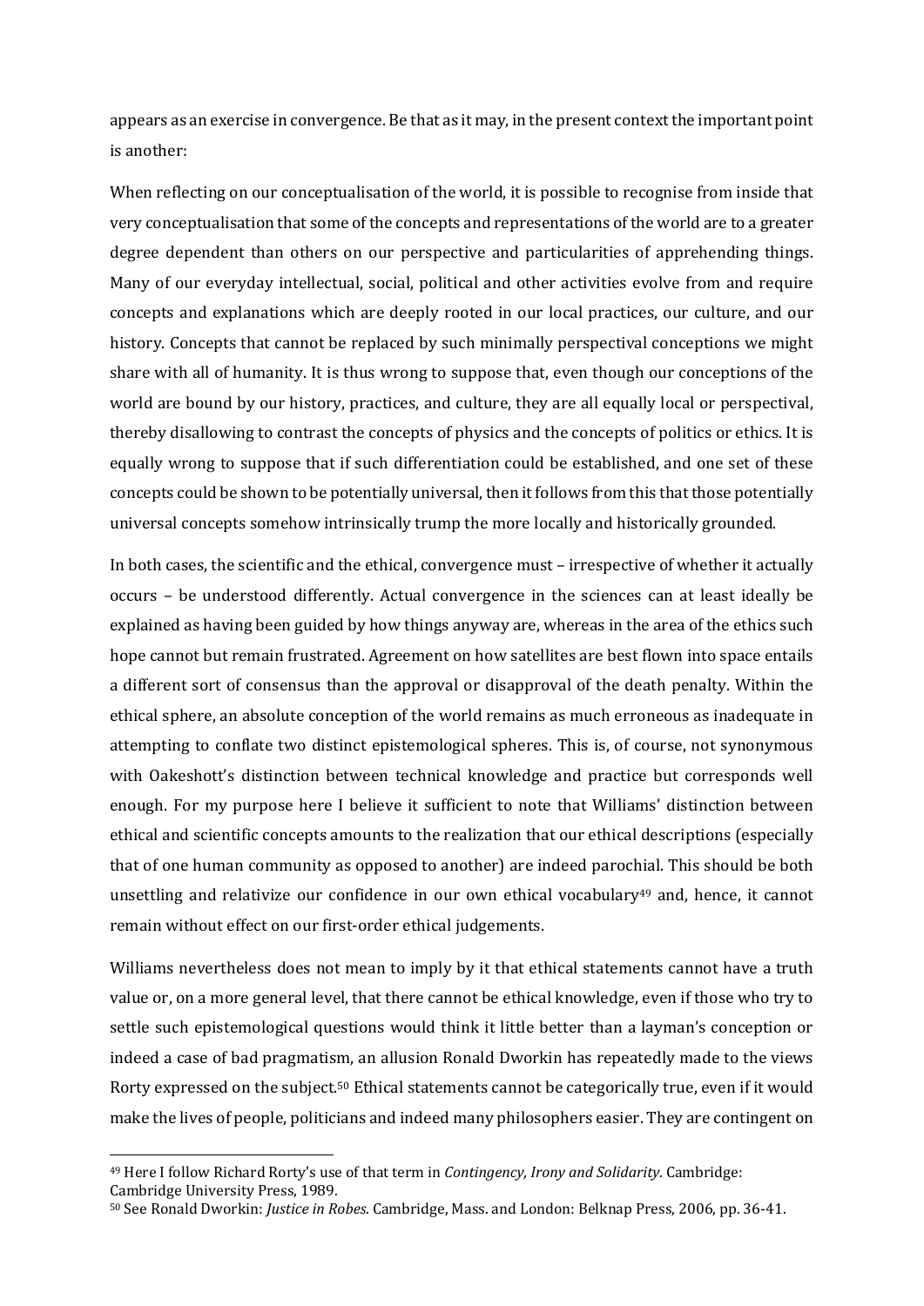appears as an exercise in convergence. Be that as it may, in the present context the important point is another:

When reflecting on our conceptualisation of the world, it is possible to recognise from inside that very conceptualisation that some of the concepts and representations of the world are to a greater degree dependent than others on our perspective and particularities of apprehending things. Many of our everyday intellectual, social, political and other activities evolve from and require concepts and explanations which are deeply rooted in our local practices, our culture, and our history. Concepts that cannot be replaced by such minimally perspectival conceptions we might share with all of humanity. It is thus wrong to suppose that, even though our conceptions of the world are bound by our history, practices, and culture, they are all equally local or perspectival, thereby disallowing to contrast the concepts of physics and the concepts of politics or ethics. It is equally wrong to suppose that if such differentiation could be established, and one set of these concepts could be shown to be potentially universal, then it follows from this that those potentially universal concepts somehow intrinsically trump the more locally and historically grounded.

In both cases, the scientific and the ethical, convergence must – irrespective of whether it actually occurs – be understood differently. Actual convergence in the sciences can at least ideally be explained as having been guided by how things anyway are, whereas in the area of the ethics such hope cannot but remain frustrated. Agreement on how satellites are best flown into space entails a different sort of consensus than the approval or disapproval of the death penalty. Within the ethical sphere, an absolute conception of the world remains as much erroneous as inadequate in attempting to conflate two distinct epistemological spheres. This is, of course, not synonymous with Oakeshott's distinction between technical knowledge and practice but corresponds well enough. For my purpose here I believe it sufficient to note that Williams' distinction between ethical and scientific concepts amounts to the realization that our ethical descriptions (especially that of one human community as opposed to another) are indeed parochial. This should be both unsettling and relativize our confidence in our own ethical vocabulary[49] and, hence, it cannot remain without effect on our first-order ethical judgements.

Williams nevertheless does not mean to imply by it that ethical statements cannot have a truth value or, on a more general level, that there cannot be ethical knowledge, even if those who try to settle such epistemological questions would think it little better than a layman's conception or indeed a case of bad pragmatism, an allusion Ronald Dworkin has repeatedly made to the views Rorty expressed on the subject.[50] Ethical statements cannot be categorically true, even if it would make the lives of people, politicians and indeed many philosophers easier. They are contingent on

[49] Here I follow Richard Rorty's use of that term in *Contingency, Irony and Solidarity*. Cambridge: Cambridge University Press, 1989.

[50] See Ronald Dworkin: *Justice in Robes*. Cambridge, Mass. and London: Belknap Press, 2006, pp. 36-41.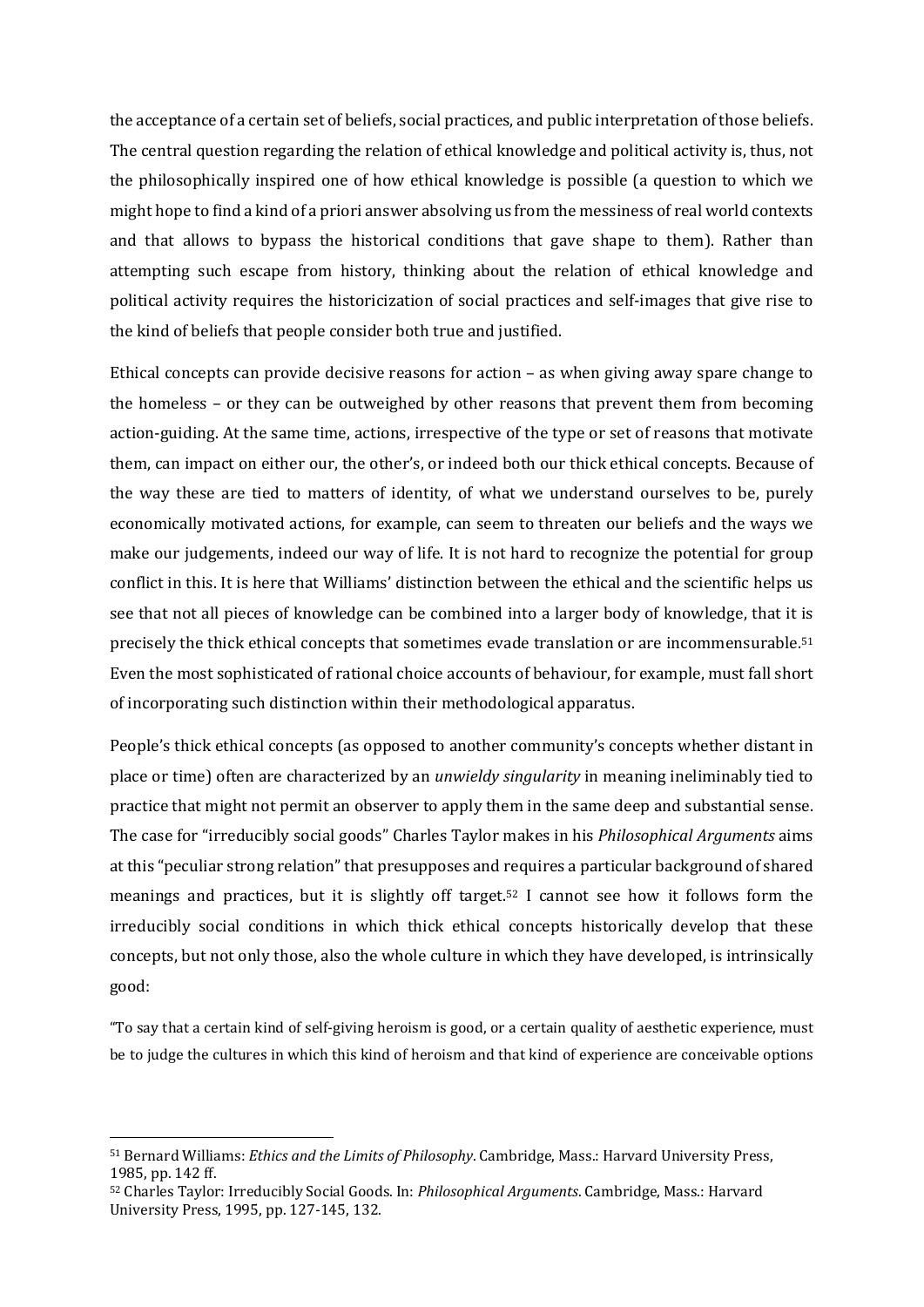the acceptance of a certain set of beliefs, social practices, and public interpretation of those beliefs. The central question regarding the relation of ethical knowledge and political activity is, thus, not the philosophically inspired one of how ethical knowledge is possible (a question to which we might hope to find a kind of a priori answer absolving us from the messiness of real world contexts and that allows to bypass the historical conditions that gave shape to them). Rather than attempting such escape from history, thinking about the relation of ethical knowledge and political activity requires the historicization of social practices and self-images that give rise to the kind of beliefs that people consider both true and justified.

Ethical concepts can provide decisive reasons for action – as when giving away spare change to the homeless – or they can be outweighed by other reasons that prevent them from becoming action-guiding. At the same time, actions, irrespective of the type or set of reasons that motivate them, can impact on either our, the other's, or indeed both our thick ethical concepts. Because of the way these are tied to matters of identity, of what we understand ourselves to be, purely economically motivated actions, for example, can seem to threaten our beliefs and the ways we make our judgements, indeed our way of life. It is not hard to recognize the potential for group conflict in this. It is here that Williams' distinction between the ethical and the scientific helps us see that not all pieces of knowledge can be combined into a larger body of knowledge, that it is precisely the thick ethical concepts that sometimes evade translation or are incommensurable.[51] Even the most sophisticated of rational choice accounts of behaviour, for example, must fall short of incorporating such distinction within their methodological apparatus.

People's thick ethical concepts (as opposed to another community's concepts whether distant in place or time) often are characterized by an *unwieldy singularity* in meaning ineliminably tied to practice that might not permit an observer to apply them in the same deep and substantial sense. The case for "irreducibly social goods" Charles Taylor makes in his *Philosophical Arguments* aims at this "peculiar strong relation" that presupposes and requires a particular background of shared meanings and practices, but it is slightly off target.[52] I cannot see how it follows form the irreducibly social conditions in which thick ethical concepts historically develop that these concepts, but not only those, also the whole culture in which they have developed, is intrinsically good:

"To say that a certain kind of self-giving heroism is good, or a certain quality of aesthetic experience, must be to judge the cultures in which this kind of heroism and that kind of experience are conceivable options

---

[51] Bernard Williams: *Ethics and the Limits of Philosophy*. Cambridge, Mass.: Harvard University Press, 1985, pp. 142 ff.

[52] Charles Taylor: Irreducibly Social Goods. In: *Philosophical Arguments*. Cambridge, Mass.: Harvard University Press, 1995, pp. 127-145, 132.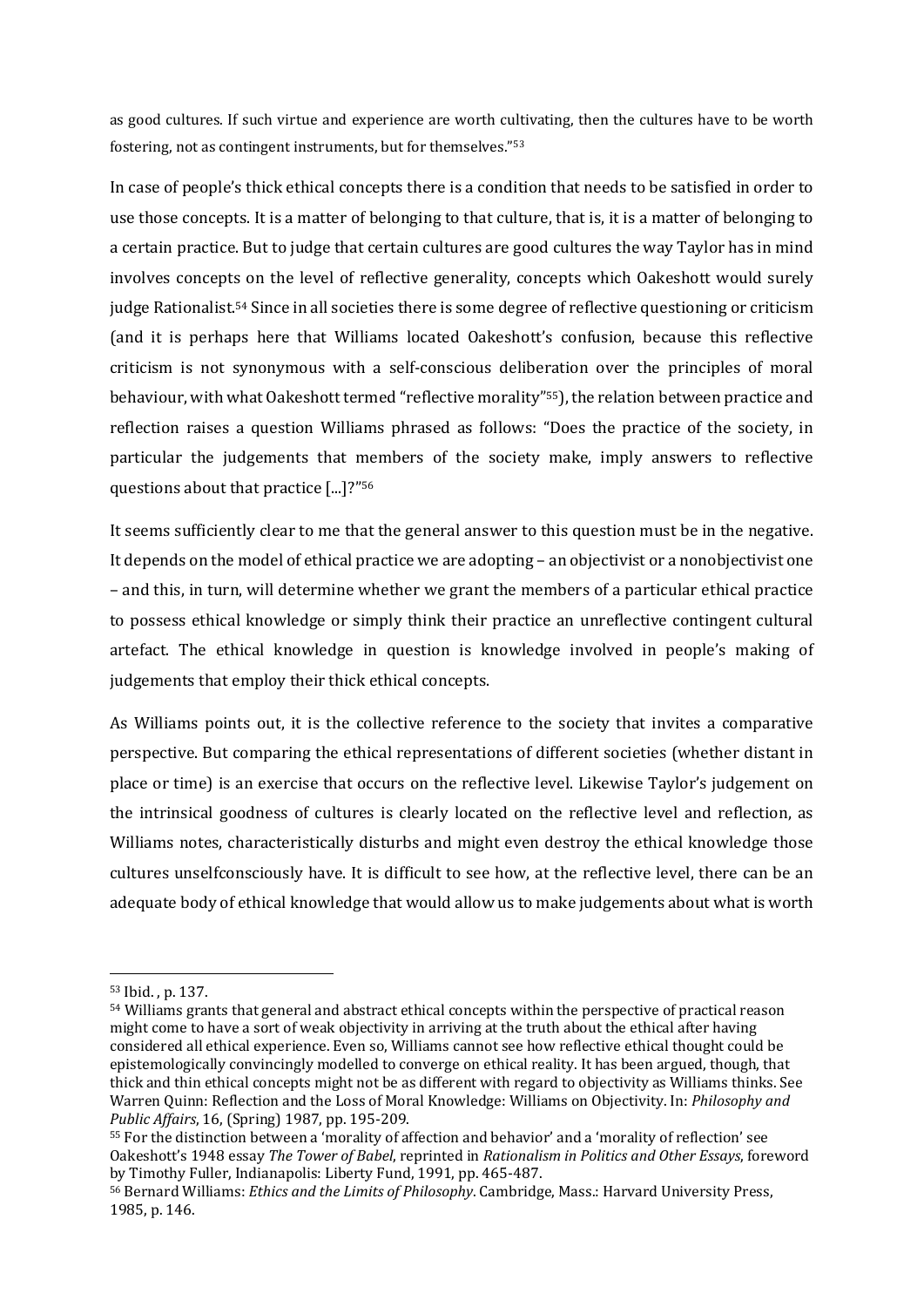as good cultures. If such virtue and experience are worth cultivating, then the cultures have to be worth fostering, not as contingent instruments, but for themselves."[53]

In case of people's thick ethical concepts there is a condition that needs to be satisfied in order to use those concepts. It is a matter of belonging to that culture, that is, it is a matter of belonging to a certain practice. But to judge that certain cultures are good cultures the way Taylor has in mind involves concepts on the level of reflective generality, concepts which Oakeshott would surely judge Rationalist.[54] Since in all societies there is some degree of reflective questioning or criticism (and it is perhaps here that Williams located Oakeshott's confusion, because this reflective criticism is not synonymous with a self-conscious deliberation over the principles of moral behaviour, with what Oakeshott termed "reflective morality"[55]), the relation between practice and reflection raises a question Williams phrased as follows: "Does the practice of the society, in particular the judgements that members of the society make, imply answers to reflective questions about that practice [...]?"[56]

It seems sufficiently clear to me that the general answer to this question must be in the negative. It depends on the model of ethical practice we are adopting – an objectivist or a nonobjectivist one – and this, in turn, will determine whether we grant the members of a particular ethical practice to possess ethical knowledge or simply think their practice an unreflective contingent cultural artefact. The ethical knowledge in question is knowledge involved in people's making of judgements that employ their thick ethical concepts.

As Williams points out, it is the collective reference to the society that invites a comparative perspective. But comparing the ethical representations of different societies (whether distant in place or time) is an exercise that occurs on the reflective level. Likewise Taylor's judgement on the intrinsical goodness of cultures is clearly located on the reflective level and reflection, as Williams notes, characteristically disturbs and might even destroy the ethical knowledge those cultures unselfconsciously have. It is difficult to see how, at the reflective level, there can be an adequate body of ethical knowledge that would allow us to make judgements about what is worth

---

[53] Ibid. , p. 137.

[54] Williams grants that general and abstract ethical concepts within the perspective of practical reason might come to have a sort of weak objectivity in arriving at the truth about the ethical after having considered all ethical experience. Even so, Williams cannot see how reflective ethical thought could be epistemologically convincingly modelled to converge on ethical reality. It has been argued, though, that thick and thin ethical concepts might not be as different with regard to objectivity as Williams thinks. See Warren Quinn: Reflection and the Loss of Moral Knowledge: Williams on Objectivity. In: *Philosophy and Public Affairs*, 16, (Spring) 1987, pp. 195-209.

[55] For the distinction between a 'morality of affection and behavior' and a 'morality of reflection' see Oakeshott's 1948 essay *The Tower of Babel*, reprinted in *Rationalism in Politics and Other Essays*, foreword by Timothy Fuller, Indianapolis: Liberty Fund, 1991, pp. 465-487.

[56] Bernard Williams: *Ethics and the Limits of Philosophy*. Cambridge, Mass.: Harvard University Press, 1985, p. 146.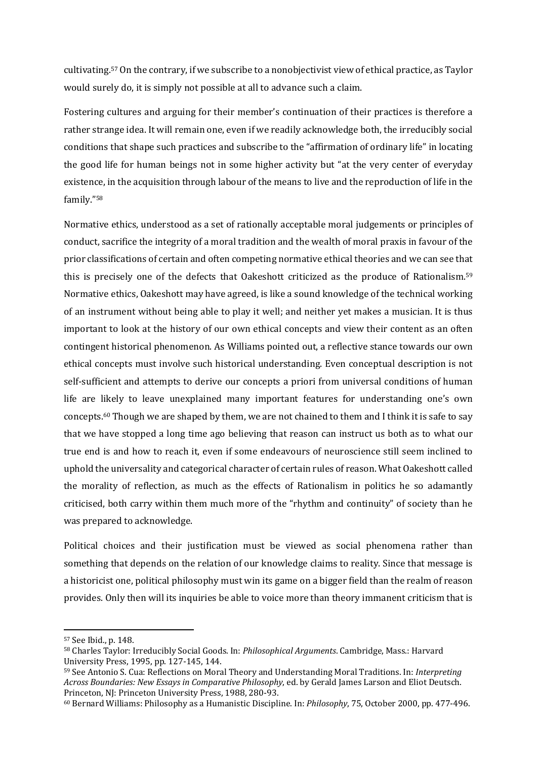cultivating.[57] On the contrary, if we subscribe to a nonobjectivist view of ethical practice, as Taylor would surely do, it is simply not possible at all to advance such a claim.

Fostering cultures and arguing for their member's continuation of their practices is therefore a rather strange idea. It will remain one, even if we readily acknowledge both, the irreducibly social conditions that shape such practices and subscribe to the "affirmation of ordinary life" in locating the good life for human beings not in some higher activity but "at the very center of everyday existence, in the acquisition through labour of the means to live and the reproduction of life in the family."[58]

Normative ethics, understood as a set of rationally acceptable moral judgements or principles of conduct, sacrifice the integrity of a moral tradition and the wealth of moral praxis in favour of the prior classifications of certain and often competing normative ethical theories and we can see that this is precisely one of the defects that Oakeshott criticized as the produce of Rationalism.[59] Normative ethics, Oakeshott may have agreed, is like a sound knowledge of the technical working of an instrument without being able to play it well; and neither yet makes a musician. It is thus important to look at the history of our own ethical concepts and view their content as an often contingent historical phenomenon. As Williams pointed out, a reflective stance towards our own ethical concepts must involve such historical understanding. Even conceptual description is not self-sufficient and attempts to derive our concepts a priori from universal conditions of human life are likely to leave unexplained many important features for understanding one's own concepts.[60] Though we are shaped by them, we are not chained to them and I think it is safe to say that we have stopped a long time ago believing that reason can instruct us both as to what our true end is and how to reach it, even if some endeavours of neuroscience still seem inclined to uphold the universality and categorical character of certain rules of reason. What Oakeshott called the morality of reflection, as much as the effects of Rationalism in politics he so adamantly criticised, both carry within them much more of the "rhythm and continuity" of society than he was prepared to acknowledge.

Political choices and their justification must be viewed as social phenomena rather than something that depends on the relation of our knowledge claims to reality. Since that message is a historicist one, political philosophy must win its game on a bigger field than the realm of reason provides. Only then will its inquiries be able to voice more than theory immanent criticism that is

---

[57] See Ibid., p. 148.

[58] Charles Taylor: Irreducibly Social Goods. In: *Philosophical Arguments*. Cambridge, Mass.: Harvard University Press, 1995, pp. 127-145, 144.

[59] See Antonio S. Cua: Reflections on Moral Theory and Understanding Moral Traditions. In: *Interpreting Across Boundaries: New Essays in Comparative Philosophy*, ed. by Gerald James Larson and Eliot Deutsch. Princeton, NJ: Princeton University Press, 1988, 280-93.

[60] Bernard Williams: Philosophy as a Humanistic Discipline. In: *Philosophy*, 75, October 2000, pp. 477-496.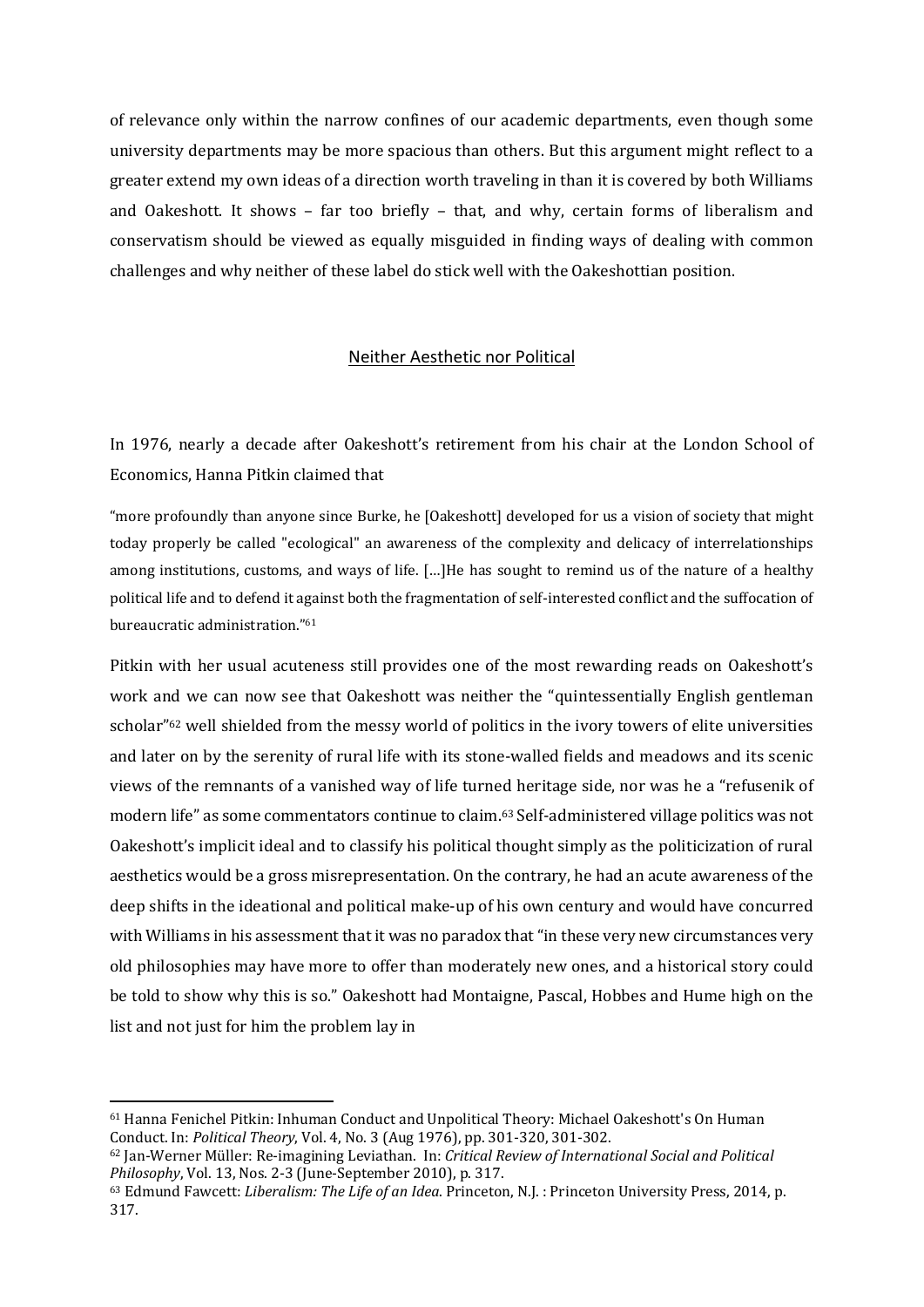of relevance only within the narrow confines of our academic departments, even though some university departments may be more spacious than others. But this argument might reflect to a greater extend my own ideas of a direction worth traveling in than it is covered by both Williams and Oakeshott. It shows – far too briefly – that, and why, certain forms of liberalism and conservatism should be viewed as equally misguided in finding ways of dealing with common challenges and why neither of these label do stick well with the Oakeshottian position.

## Neither Aesthetic nor Political

In 1976, nearly a decade after Oakeshott's retirement from his chair at the London School of Economics, Hanna Pitkin claimed that

> "more profoundly than anyone since Burke, he [Oakeshott] developed for us a vision of society that might today properly be called "ecological" an awareness of the complexity and delicacy of interrelationships among institutions, customs, and ways of life. […]He has sought to remind us of the nature of a healthy political life and to defend it against both the fragmentation of self-interested conflict and the suffocation of bureaucratic administration."[61]

Pitkin with her usual acuteness still provides one of the most rewarding reads on Oakeshott's work and we can now see that Oakeshott was neither the "quintessentially English gentleman scholar"[62] well shielded from the messy world of politics in the ivory towers of elite universities and later on by the serenity of rural life with its stone-walled fields and meadows and its scenic views of the remnants of a vanished way of life turned heritage side, nor was he a "refusenik of modern life" as some commentators continue to claim.[63] Self-administered village politics was not Oakeshott's implicit ideal and to classify his political thought simply as the politicization of rural aesthetics would be a gross misrepresentation. On the contrary, he had an acute awareness of the deep shifts in the ideational and political make-up of his own century and would have concurred with Williams in his assessment that it was no paradox that "in these very new circumstances very old philosophies may have more to offer than moderately new ones, and a historical story could be told to show why this is so." Oakeshott had Montaigne, Pascal, Hobbes and Hume high on the list and not just for him the problem lay in

---

[61] Hanna Fenichel Pitkin: Inhuman Conduct and Unpolitical Theory: Michael Oakeshott's On Human Conduct. In: *Political Theory*, Vol. 4, No. 3 (Aug 1976), pp. 301-320, 301-302.

[62] Jan-Werner Müller: Re-imagining Leviathan. In: *Critical Review of International Social and Political Philosophy*, Vol. 13, Nos. 2-3 (June-September 2010), p. 317.

[63] Edmund Fawcett: *Liberalism: The Life of an Idea*. Princeton, N.J. : Princeton University Press, 2014, p. 317.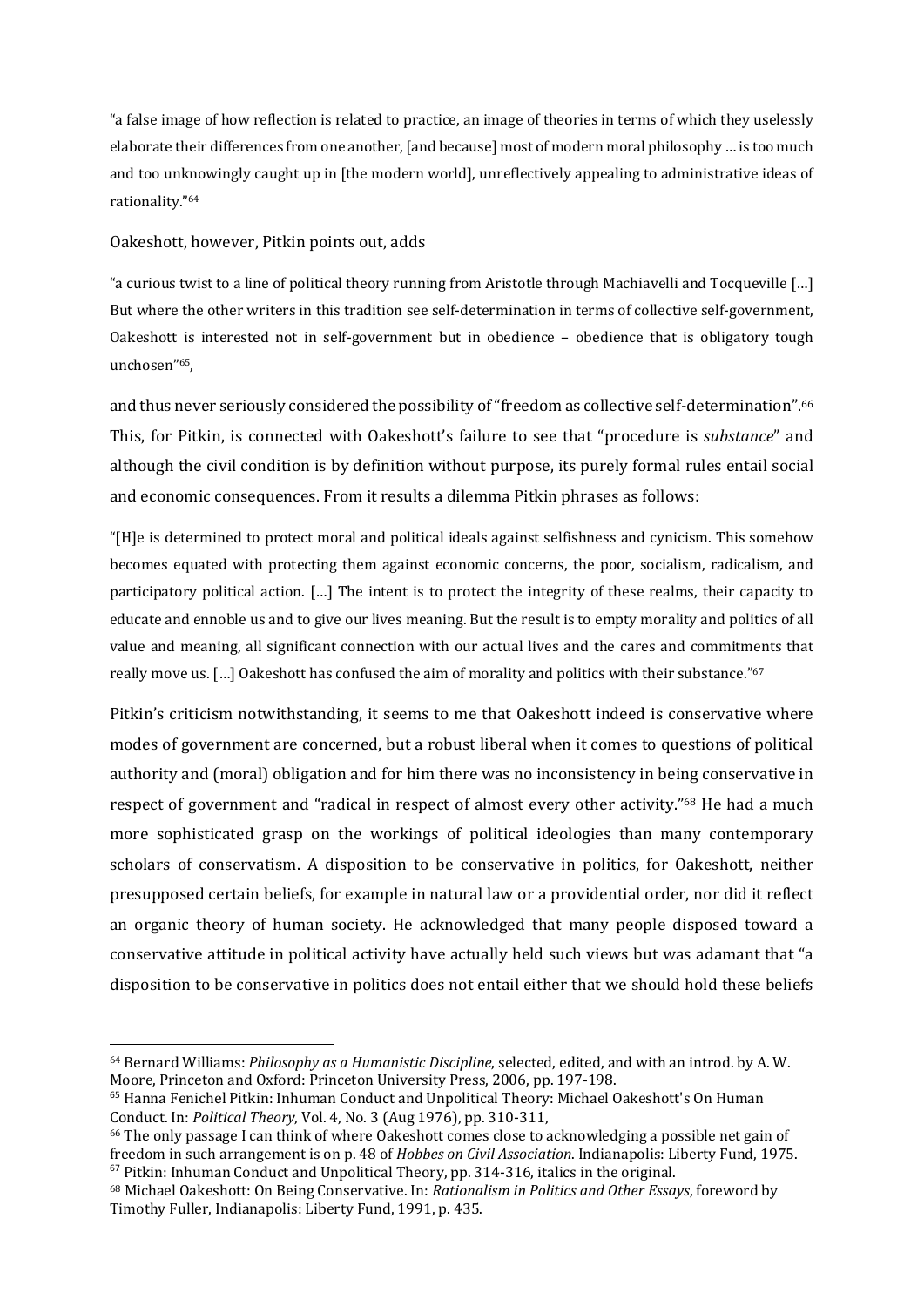"a false image of how reflection is related to practice, an image of theories in terms of which they uselessly elaborate their differences from one another, [and because] most of modern moral philosophy … is too much and too unknowingly caught up in [the modern world], unreflectively appealing to administrative ideas of rationality."[64]

Oakeshott, however, Pitkin points out, adds

"a curious twist to a line of political theory running from Aristotle through Machiavelli and Tocqueville […] But where the other writers in this tradition see self-determination in terms of collective self-government, Oakeshott is interested not in self-government but in obedience – obedience that is obligatory tough unchosen"[65],

and thus never seriously considered the possibility of "freedom as collective self-determination".[66] This, for Pitkin, is connected with Oakeshott's failure to see that "procedure is *substance*" and although the civil condition is by definition without purpose, its purely formal rules entail social and economic consequences. From it results a dilemma Pitkin phrases as follows:

"[H]e is determined to protect moral and political ideals against selfishness and cynicism. This somehow becomes equated with protecting them against economic concerns, the poor, socialism, radicalism, and participatory political action. […] The intent is to protect the integrity of these realms, their capacity to educate and ennoble us and to give our lives meaning. But the result is to empty morality and politics of all value and meaning, all significant connection with our actual lives and the cares and commitments that really move us. […] Oakeshott has confused the aim of morality and politics with their substance."[67]

Pitkin's criticism notwithstanding, it seems to me that Oakeshott indeed is conservative where modes of government are concerned, but a robust liberal when it comes to questions of political authority and (moral) obligation and for him there was no inconsistency in being conservative in respect of government and "radical in respect of almost every other activity."[68] He had a much more sophisticated grasp on the workings of political ideologies than many contemporary scholars of conservatism. A disposition to be conservative in politics, for Oakeshott, neither presupposed certain beliefs, for example in natural law or a providential order, nor did it reflect an organic theory of human society. He acknowledged that many people disposed toward a conservative attitude in political activity have actually held such views but was adamant that "a disposition to be conservative in politics does not entail either that we should hold these beliefs

---

[64] Bernard Williams: *Philosophy as a Humanistic Discipline*, selected, edited, and with an introd. by A. W. Moore, Princeton and Oxford: Princeton University Press, 2006, pp. 197-198.

[65] Hanna Fenichel Pitkin: Inhuman Conduct and Unpolitical Theory: Michael Oakeshott's On Human Conduct. In: *Political Theory*, Vol. 4, No. 3 (Aug 1976), pp. 310-311,

[66] The only passage I can think of where Oakeshott comes close to acknowledging a possible net gain of freedom in such arrangement is on p. 48 of *Hobbes on Civil Association*. Indianapolis: Liberty Fund, 1975.

[67] Pitkin: Inhuman Conduct and Unpolitical Theory, pp. 314-316, italics in the original.

[68] Michael Oakeshott: On Being Conservative. In: *Rationalism in Politics and Other Essays*, foreword by Timothy Fuller, Indianapolis: Liberty Fund, 1991, p. 435.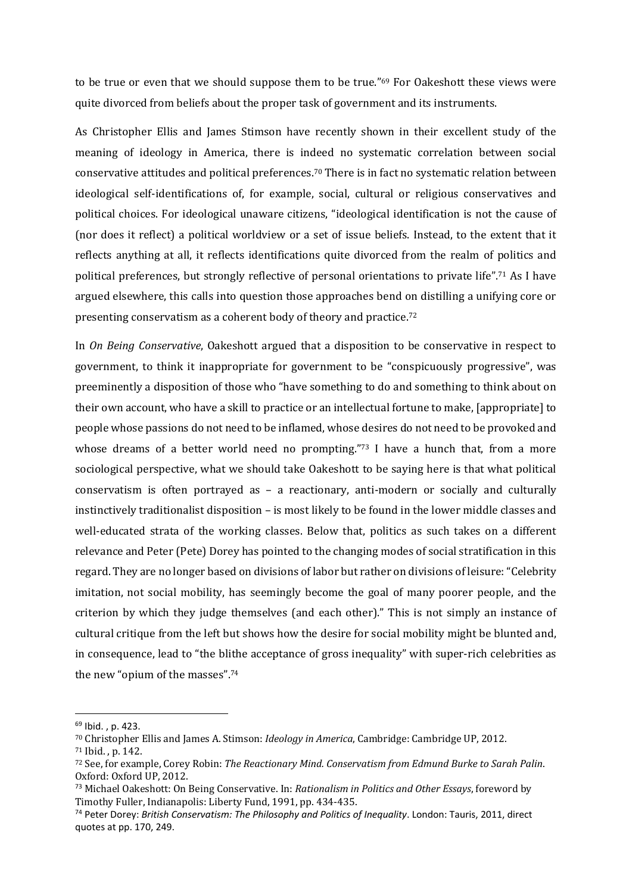to be true or even that we should suppose them to be true."[69] For Oakeshott these views were quite divorced from beliefs about the proper task of government and its instruments.

As Christopher Ellis and James Stimson have recently shown in their excellent study of the meaning of ideology in America, there is indeed no systematic correlation between social conservative attitudes and political preferences.[70] There is in fact no systematic relation between ideological self-identifications of, for example, social, cultural or religious conservatives and political choices. For ideological unaware citizens, "ideological identification is not the cause of (nor does it reflect) a political worldview or a set of issue beliefs. Instead, to the extent that it reflects anything at all, it reflects identifications quite divorced from the realm of politics and political preferences, but strongly reflective of personal orientations to private life".[71] As I have argued elsewhere, this calls into question those approaches bend on distilling a unifying core or presenting conservatism as a coherent body of theory and practice.[72]

In *On Being Conservative*, Oakeshott argued that a disposition to be conservative in respect to government, to think it inappropriate for government to be "conspicuously progressive", was preeminently a disposition of those who "have something to do and something to think about on their own account, who have a skill to practice or an intellectual fortune to make, [appropriate] to people whose passions do not need to be inflamed, whose desires do not need to be provoked and whose dreams of a better world need no prompting."[73] I have a hunch that, from a more sociological perspective, what we should take Oakeshott to be saying here is that what political conservatism is often portrayed as – a reactionary, anti-modern or socially and culturally instinctively traditionalist disposition – is most likely to be found in the lower middle classes and well-educated strata of the working classes. Below that, politics as such takes on a different relevance and Peter (Pete) Dorey has pointed to the changing modes of social stratification in this regard. They are no longer based on divisions of labor but rather on divisions of leisure: "Celebrity imitation, not social mobility, has seemingly become the goal of many poorer people, and the criterion by which they judge themselves (and each other)." This is not simply an instance of cultural critique from the left but shows how the desire for social mobility might be blunted and, in consequence, lead to "the blithe acceptance of gross inequality" with super-rich celebrities as the new "opium of the masses".[74]

---

[69] Ibid. , p. 423.

[70] Christopher Ellis and James A. Stimson: *Ideology in America*, Cambridge: Cambridge UP, 2012.

[71] Ibid. , p. 142.

[72] See, for example, Corey Robin: *The Reactionary Mind. Conservatism from Edmund Burke to Sarah Palin*. Oxford: Oxford UP, 2012.

[73] Michael Oakeshott: On Being Conservative. In: *Rationalism in Politics and Other Essays*, foreword by Timothy Fuller, Indianapolis: Liberty Fund, 1991, pp. 434-435.

[74] Peter Dorey: *British Conservatism: The Philosophy and Politics of Inequality*. London: Tauris, 2011, direct quotes at pp. 170, 249.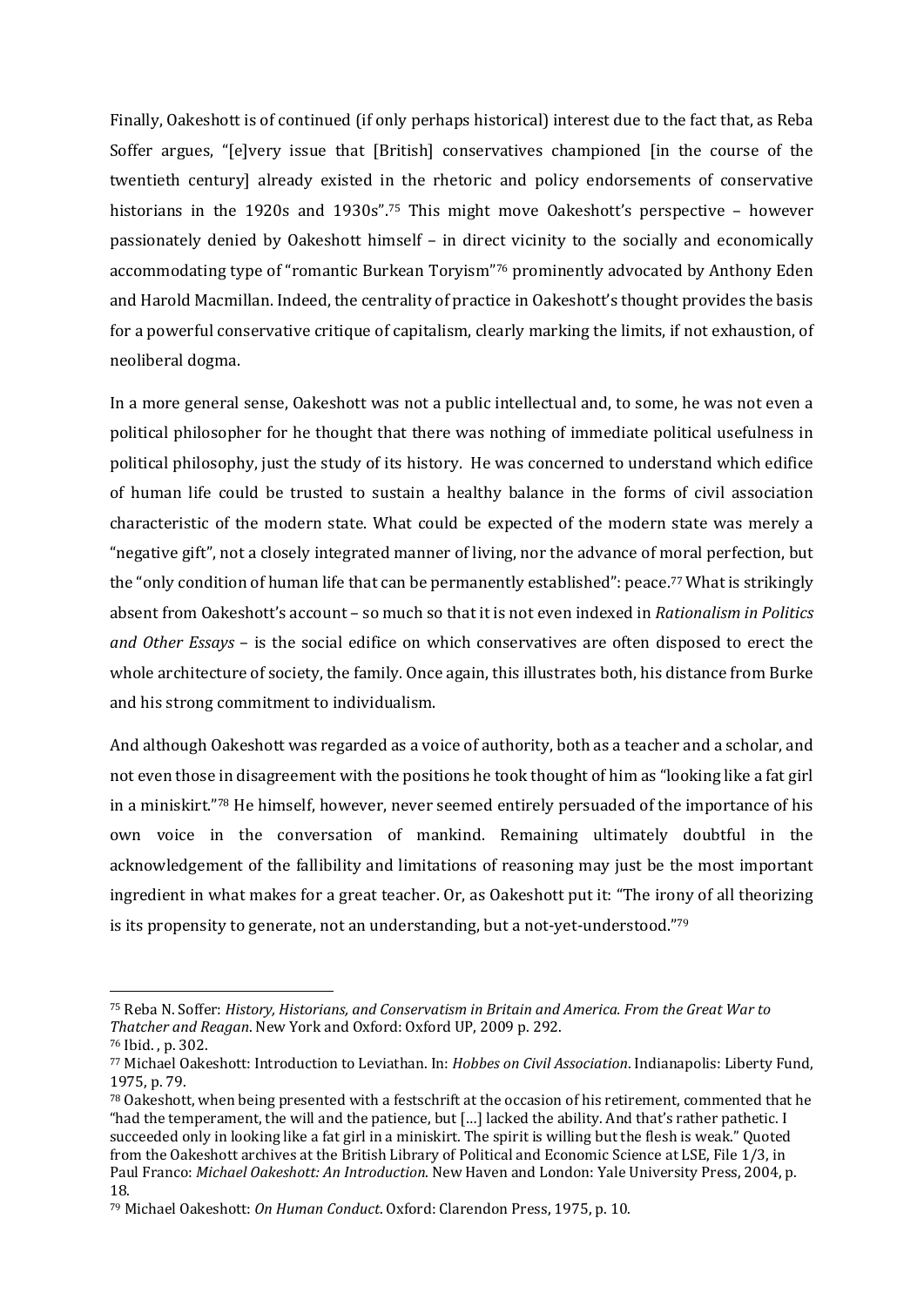Finally, Oakeshott is of continued (if only perhaps historical) interest due to the fact that, as Reba Soffer argues, "[e]very issue that [British] conservatives championed [in the course of the twentieth century] already existed in the rhetoric and policy endorsements of conservative historians in the 1920s and 1930s".[75] This might move Oakeshott's perspective – however passionately denied by Oakeshott himself – in direct vicinity to the socially and economically accommodating type of "romantic Burkean Toryism"[76] prominently advocated by Anthony Eden and Harold Macmillan. Indeed, the centrality of practice in Oakeshott's thought provides the basis for a powerful conservative critique of capitalism, clearly marking the limits, if not exhaustion, of neoliberal dogma.

In a more general sense, Oakeshott was not a public intellectual and, to some, he was not even a political philosopher for he thought that there was nothing of immediate political usefulness in political philosophy, just the study of its history. He was concerned to understand which edifice of human life could be trusted to sustain a healthy balance in the forms of civil association characteristic of the modern state. What could be expected of the modern state was merely a "negative gift", not a closely integrated manner of living, nor the advance of moral perfection, but the "only condition of human life that can be permanently established": peace.[77] What is strikingly absent from Oakeshott's account – so much so that it is not even indexed in *Rationalism in Politics and Other Essays* – is the social edifice on which conservatives are often disposed to erect the whole architecture of society, the family. Once again, this illustrates both, his distance from Burke and his strong commitment to individualism.

And although Oakeshott was regarded as a voice of authority, both as a teacher and a scholar, and not even those in disagreement with the positions he took thought of him as "looking like a fat girl in a miniskirt."[78] He himself, however, never seemed entirely persuaded of the importance of his own voice in the conversation of mankind. Remaining ultimately doubtful in the acknowledgement of the fallibility and limitations of reasoning may just be the most important ingredient in what makes for a great teacher. Or, as Oakeshott put it: "The irony of all theorizing is its propensity to generate, not an understanding, but a not-yet-understood."[79]

---

[75] Reba N. Soffer: *History, Historians, and Conservatism in Britain and America. From the Great War to Thatcher and Reagan*. New York and Oxford: Oxford UP, 2009 p. 292.

[76] Ibid. , p. 302.

[77] Michael Oakeshott: Introduction to Leviathan. In: *Hobbes on Civil Association*. Indianapolis: Liberty Fund, 1975, p. 79.

[78] Oakeshott, when being presented with a festschrift at the occasion of his retirement, commented that he "had the temperament, the will and the patience, but […] lacked the ability. And that's rather pathetic. I succeeded only in looking like a fat girl in a miniskirt. The spirit is willing but the flesh is weak." Quoted from the Oakeshott archives at the British Library of Political and Economic Science at LSE, File 1/3, in Paul Franco: *Michael Oakeshott: An Introduction*. New Haven and London: Yale University Press, 2004, p. 18.

[79] Michael Oakeshott: *On Human Conduct*. Oxford: Clarendon Press, 1975, p. 10.